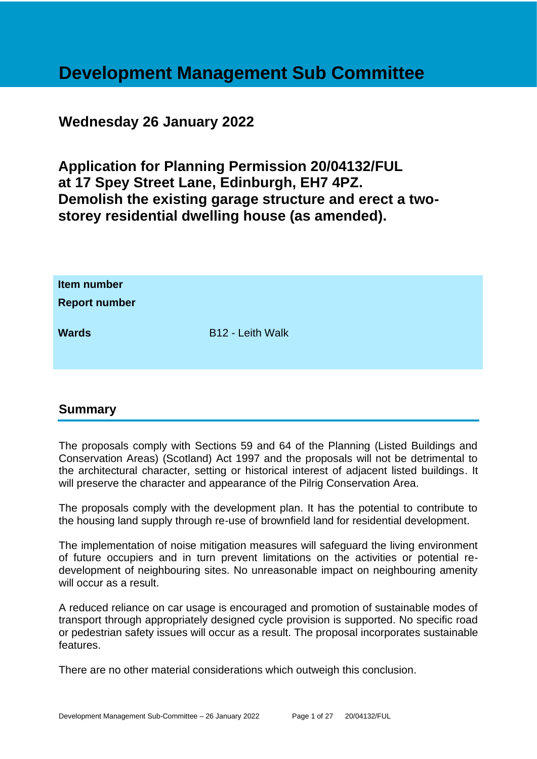# Development Management Sub Committee

## Wednesday 26 January 2022

## Application for Planning Permission 20/04132/FUL at 17 Spey Street Lane, Edinburgh, EH7 4PZ. Demolish the existing garage structure and erect a two-storey residential dwelling house (as amended).

| | |
|---|---|
| **Item number** | |
| **Report number** | |
| **Wards** | B12 - Leith Walk |

## Summary

The proposals comply with Sections 59 and 64 of the Planning (Listed Buildings and Conservation Areas) (Scotland) Act 1997 and the proposals will not be detrimental to the architectural character, setting or historical interest of adjacent listed buildings. It will preserve the character and appearance of the Pilrig Conservation Area.

The proposals comply with the development plan. It has the potential to contribute to the housing land supply through re-use of brownfield land for residential development.

The implementation of noise mitigation measures will safeguard the living environment of future occupiers and in turn prevent limitations on the activities or potential re-development of neighbouring sites. No unreasonable impact on neighbouring amenity will occur as a result.

A reduced reliance on car usage is encouraged and promotion of sustainable modes of transport through appropriately designed cycle provision is supported. No specific road or pedestrian safety issues will occur as a result. The proposal incorporates sustainable features.

There are no other material considerations which outweigh this conclusion.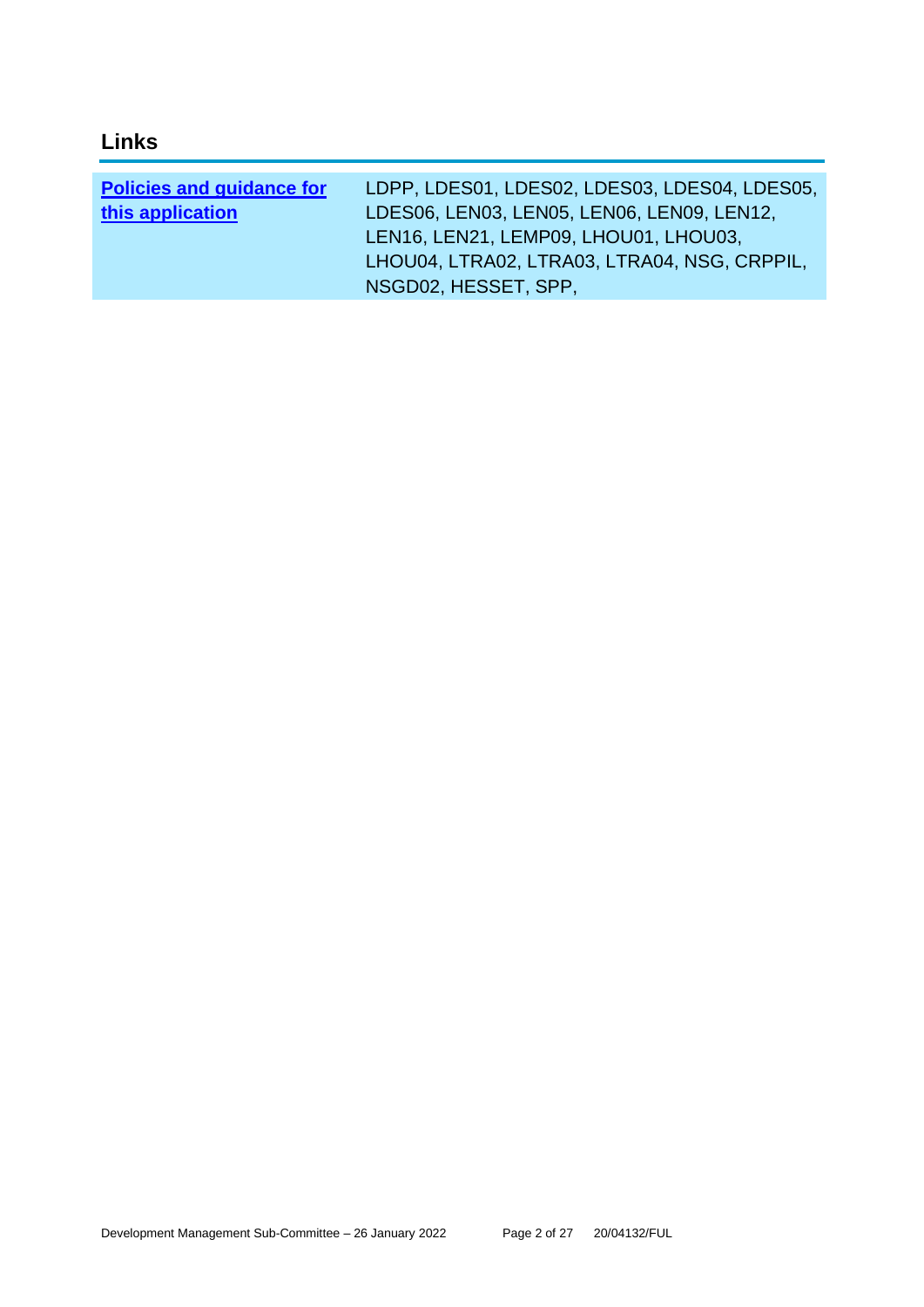## Links

| Policies and guidance for this application | LDPP, LDES01, LDES02, LDES03, LDES04, LDES05, LDES06, LEN03, LEN05, LEN06, LEN09, LEN12, LEN16, LEN21, LEMP09, LHOU01, LHOU03, LHOU04, LTRA02, LTRA03, LTRA04, NSG, CRPPIL, NSGD02, HESSET, SPP, |
|---|---|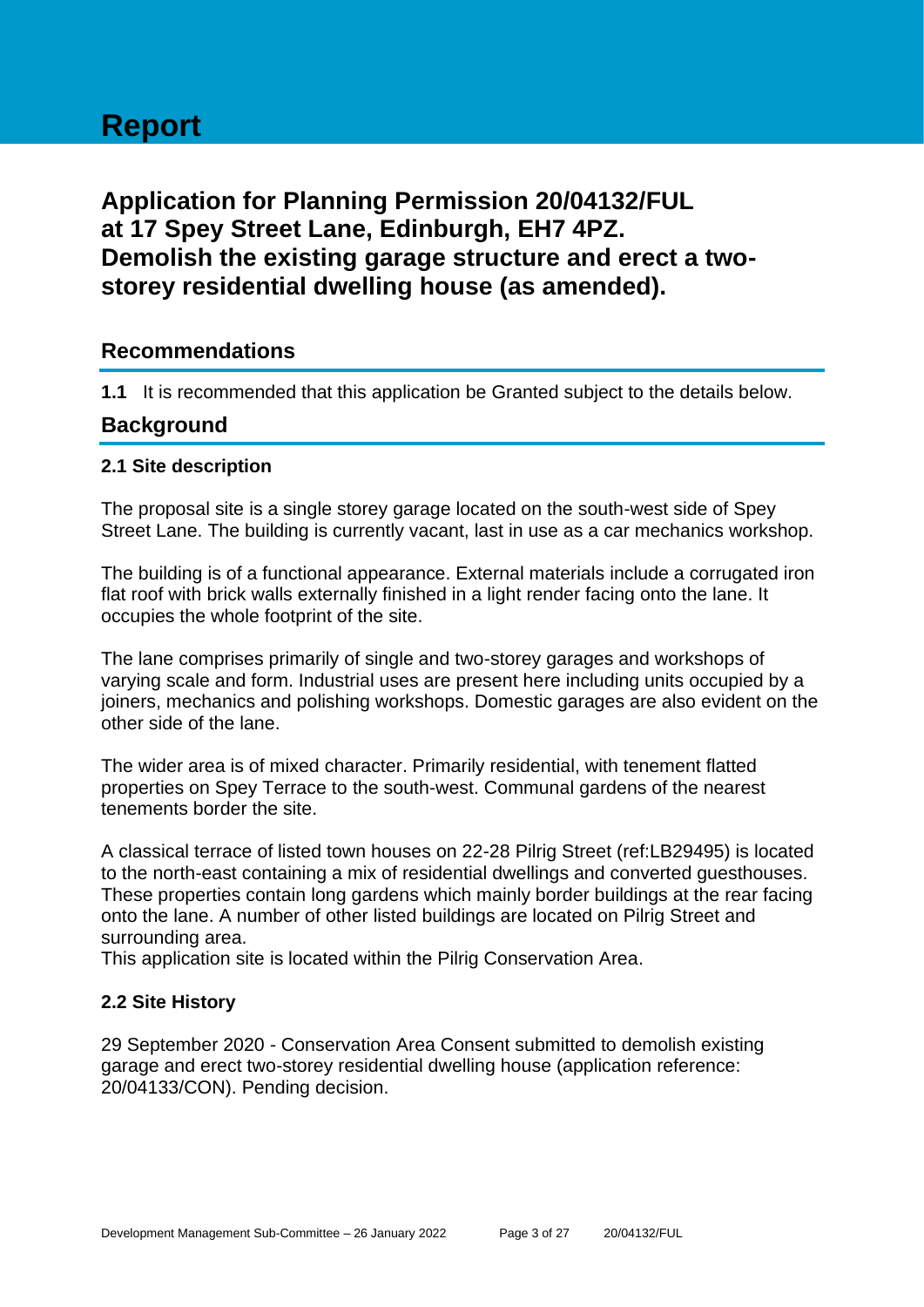# Report

## Application for Planning Permission 20/04132/FUL at 17 Spey Street Lane, Edinburgh, EH7 4PZ. Demolish the existing garage structure and erect a two-storey residential dwelling house (as amended).

### Recommendations

**1.1** It is recommended that this application be Granted subject to the details below.

### Background

#### 2.1 Site description

The proposal site is a single storey garage located on the south-west side of Spey Street Lane. The building is currently vacant, last in use as a car mechanics workshop.

The building is of a functional appearance. External materials include a corrugated iron flat roof with brick walls externally finished in a light render facing onto the lane. It occupies the whole footprint of the site.

The lane comprises primarily of single and two-storey garages and workshops of varying scale and form. Industrial uses are present here including units occupied by a joiners, mechanics and polishing workshops. Domestic garages are also evident on the other side of the lane.

The wider area is of mixed character. Primarily residential, with tenement flatted properties on Spey Terrace to the south-west. Communal gardens of the nearest tenements border the site.

A classical terrace of listed town houses on 22-28 Pilrig Street (ref:LB29495) is located to the north-east containing a mix of residential dwellings and converted guesthouses. These properties contain long gardens which mainly border buildings at the rear facing onto the lane. A number of other listed buildings are located on Pilrig Street and surrounding area.
This application site is located within the Pilrig Conservation Area.

#### 2.2 Site History

29 September 2020 - Conservation Area Consent submitted to demolish existing garage and erect two-storey residential dwelling house (application reference: 20/04133/CON). Pending decision.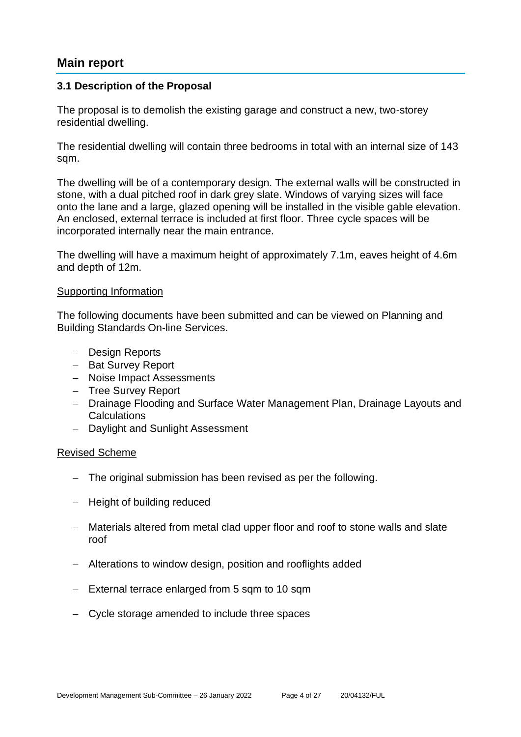## Main report

### 3.1 Description of the Proposal

The proposal is to demolish the existing garage and construct a new, two-storey residential dwelling.

The residential dwelling will contain three bedrooms in total with an internal size of 143 sqm.

The dwelling will be of a contemporary design. The external walls will be constructed in stone, with a dual pitched roof in dark grey slate. Windows of varying sizes will face onto the lane and a large, glazed opening will be installed in the visible gable elevation. An enclosed, external terrace is included at first floor. Three cycle spaces will be incorporated internally near the main entrance.

The dwelling will have a maximum height of approximately 7.1m, eaves height of 4.6m and depth of 12m.

Supporting Information

The following documents have been submitted and can be viewed on Planning and Building Standards On-line Services.

- Design Reports
- Bat Survey Report
- Noise Impact Assessments
- Tree Survey Report
- Drainage Flooding and Surface Water Management Plan, Drainage Layouts and Calculations
- Daylight and Sunlight Assessment

Revised Scheme

- The original submission has been revised as per the following.
- Height of building reduced
- Materials altered from metal clad upper floor and roof to stone walls and slate roof
- Alterations to window design, position and rooflights added
- External terrace enlarged from 5 sqm to 10 sqm
- Cycle storage amended to include three spaces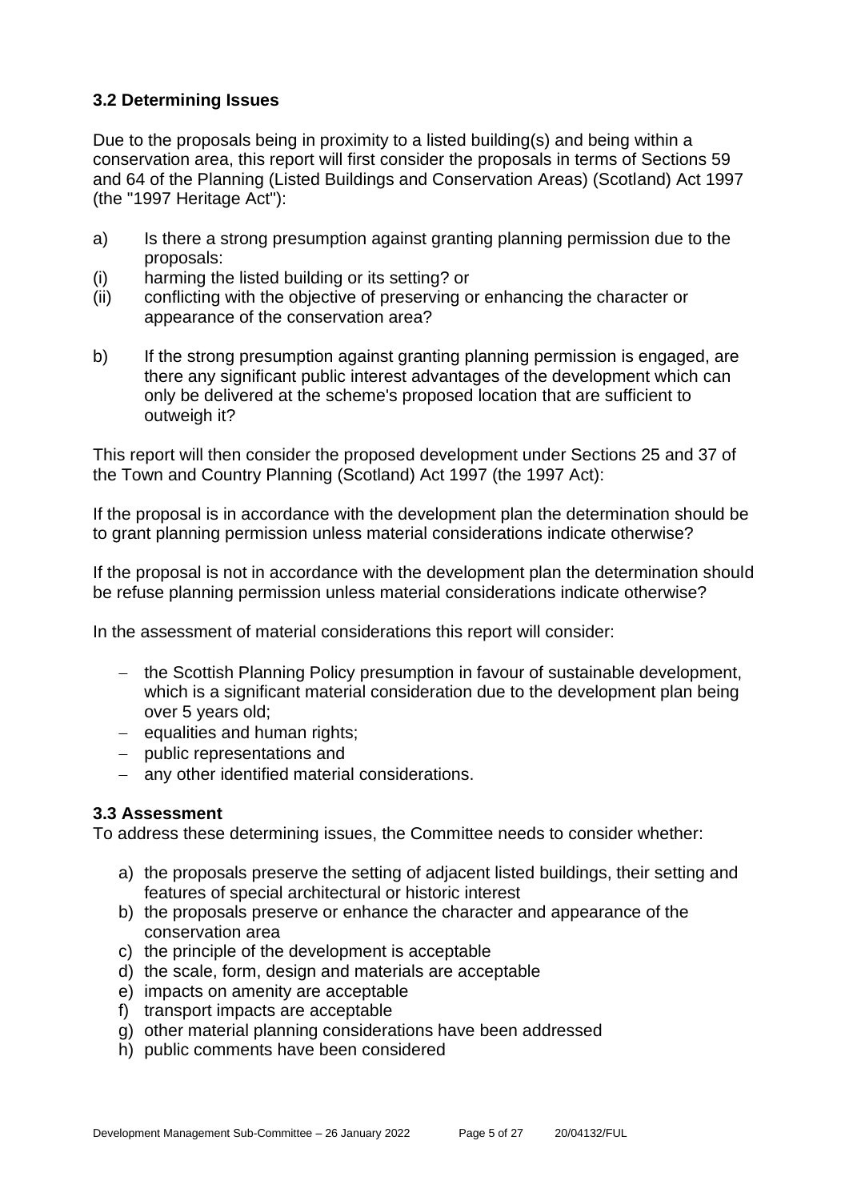### 3.2 Determining Issues

Due to the proposals being in proximity to a listed building(s) and being within a conservation area, this report will first consider the proposals in terms of Sections 59 and 64 of the Planning (Listed Buildings and Conservation Areas) (Scotland) Act 1997 (the "1997 Heritage Act"):

a) Is there a strong presumption against granting planning permission due to the proposals:
(i) harming the listed building or its setting? or
(ii) conflicting with the objective of preserving or enhancing the character or appearance of the conservation area?

b) If the strong presumption against granting planning permission is engaged, are there any significant public interest advantages of the development which can only be delivered at the scheme's proposed location that are sufficient to outweigh it?

This report will then consider the proposed development under Sections 25 and 37 of the Town and Country Planning (Scotland) Act 1997 (the 1997 Act):

If the proposal is in accordance with the development plan the determination should be to grant planning permission unless material considerations indicate otherwise?

If the proposal is not in accordance with the development plan the determination should be refuse planning permission unless material considerations indicate otherwise?

In the assessment of material considerations this report will consider:

- the Scottish Planning Policy presumption in favour of sustainable development, which is a significant material consideration due to the development plan being over 5 years old;
- equalities and human rights;
- public representations and
- any other identified material considerations.

### 3.3 Assessment

To address these determining issues, the Committee needs to consider whether:

a) the proposals preserve the setting of adjacent listed buildings, their setting and features of special architectural or historic interest
b) the proposals preserve or enhance the character and appearance of the conservation area
c) the principle of the development is acceptable
d) the scale, form, design and materials are acceptable
e) impacts on amenity are acceptable
f) transport impacts are acceptable
g) other material planning considerations have been addressed
h) public comments have been considered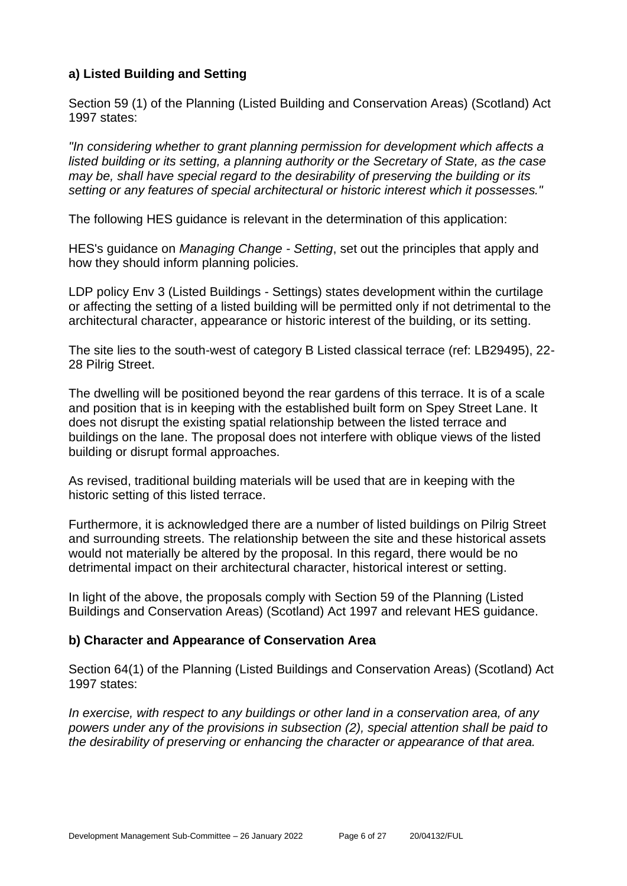### a) Listed Building and Setting

Section 59 (1) of the Planning (Listed Building and Conservation Areas) (Scotland) Act 1997 states:

*"In considering whether to grant planning permission for development which affects a listed building or its setting, a planning authority or the Secretary of State, as the case may be, shall have special regard to the desirability of preserving the building or its setting or any features of special architectural or historic interest which it possesses."*

The following HES guidance is relevant in the determination of this application:

HES's guidance on *Managing Change - Setting*, set out the principles that apply and how they should inform planning policies.

LDP policy Env 3 (Listed Buildings - Settings) states development within the curtilage or affecting the setting of a listed building will be permitted only if not detrimental to the architectural character, appearance or historic interest of the building, or its setting.

The site lies to the south-west of category B Listed classical terrace (ref: LB29495), 22-28 Pilrig Street.

The dwelling will be positioned beyond the rear gardens of this terrace. It is of a scale and position that is in keeping with the established built form on Spey Street Lane. It does not disrupt the existing spatial relationship between the listed terrace and buildings on the lane. The proposal does not interfere with oblique views of the listed building or disrupt formal approaches.

As revised, traditional building materials will be used that are in keeping with the historic setting of this listed terrace.

Furthermore, it is acknowledged there are a number of listed buildings on Pilrig Street and surrounding streets. The relationship between the site and these historical assets would not materially be altered by the proposal. In this regard, there would be no detrimental impact on their architectural character, historical interest or setting.

In light of the above, the proposals comply with Section 59 of the Planning (Listed Buildings and Conservation Areas) (Scotland) Act 1997 and relevant HES guidance.

### b) Character and Appearance of Conservation Area

Section 64(1) of the Planning (Listed Buildings and Conservation Areas) (Scotland) Act 1997 states:

*In exercise, with respect to any buildings or other land in a conservation area, of any powers under any of the provisions in subsection (2), special attention shall be paid to the desirability of preserving or enhancing the character or appearance of that area.*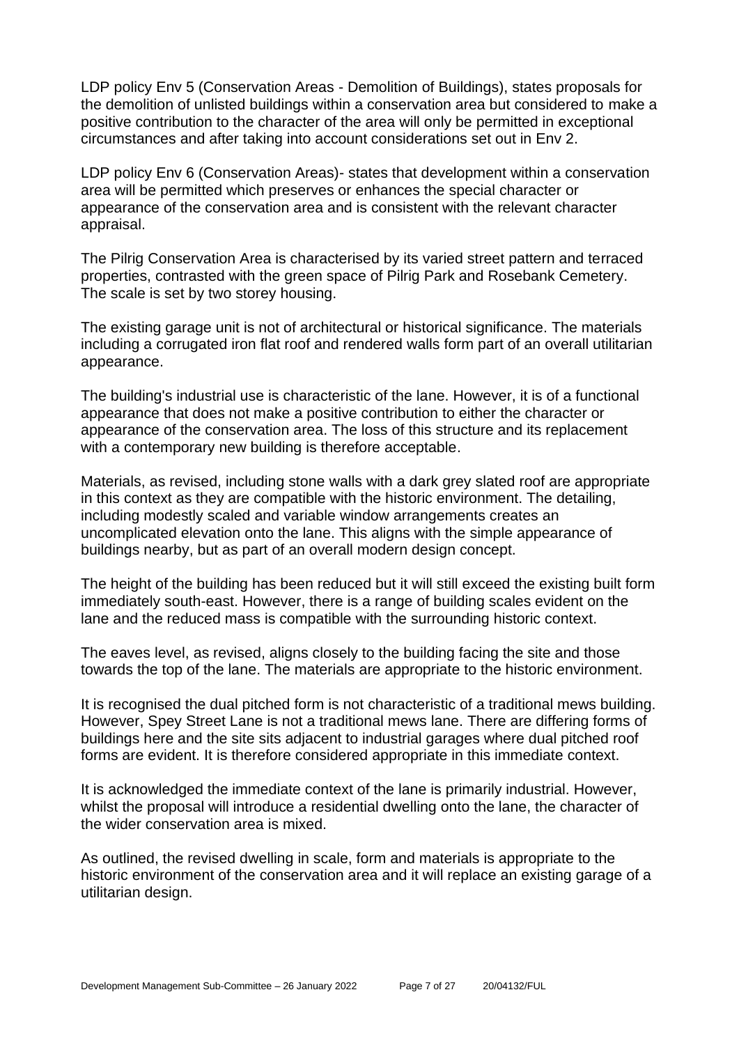LDP policy Env 5 (Conservation Areas - Demolition of Buildings), states proposals for the demolition of unlisted buildings within a conservation area but considered to make a positive contribution to the character of the area will only be permitted in exceptional circumstances and after taking into account considerations set out in Env 2.

LDP policy Env 6 (Conservation Areas)- states that development within a conservation area will be permitted which preserves or enhances the special character or appearance of the conservation area and is consistent with the relevant character appraisal.

The Pilrig Conservation Area is characterised by its varied street pattern and terraced properties, contrasted with the green space of Pilrig Park and Rosebank Cemetery. The scale is set by two storey housing.

The existing garage unit is not of architectural or historical significance. The materials including a corrugated iron flat roof and rendered walls form part of an overall utilitarian appearance.

The building's industrial use is characteristic of the lane. However, it is of a functional appearance that does not make a positive contribution to either the character or appearance of the conservation area. The loss of this structure and its replacement with a contemporary new building is therefore acceptable.

Materials, as revised, including stone walls with a dark grey slated roof are appropriate in this context as they are compatible with the historic environment. The detailing, including modestly scaled and variable window arrangements creates an uncomplicated elevation onto the lane. This aligns with the simple appearance of buildings nearby, but as part of an overall modern design concept.

The height of the building has been reduced but it will still exceed the existing built form immediately south-east. However, there is a range of building scales evident on the lane and the reduced mass is compatible with the surrounding historic context.

The eaves level, as revised, aligns closely to the building facing the site and those towards the top of the lane. The materials are appropriate to the historic environment.

It is recognised the dual pitched form is not characteristic of a traditional mews building. However, Spey Street Lane is not a traditional mews lane. There are differing forms of buildings here and the site sits adjacent to industrial garages where dual pitched roof forms are evident. It is therefore considered appropriate in this immediate context.

It is acknowledged the immediate context of the lane is primarily industrial. However, whilst the proposal will introduce a residential dwelling onto the lane, the character of the wider conservation area is mixed.

As outlined, the revised dwelling in scale, form and materials is appropriate to the historic environment of the conservation area and it will replace an existing garage of a utilitarian design.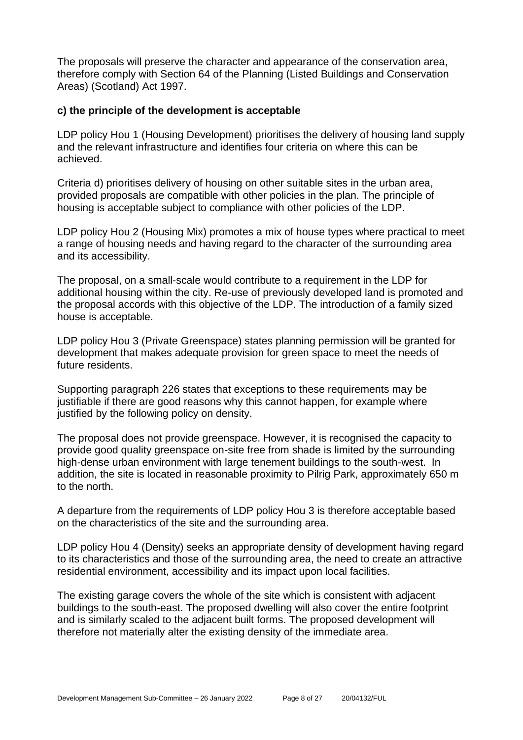The proposals will preserve the character and appearance of the conservation area, therefore comply with Section 64 of the Planning (Listed Buildings and Conservation Areas) (Scotland) Act 1997.

**c) the principle of the development is acceptable**

LDP policy Hou 1 (Housing Development) prioritises the delivery of housing land supply and the relevant infrastructure and identifies four criteria on where this can be achieved.

Criteria d) prioritises delivery of housing on other suitable sites in the urban area, provided proposals are compatible with other policies in the plan. The principle of housing is acceptable subject to compliance with other policies of the LDP.

LDP policy Hou 2 (Housing Mix) promotes a mix of house types where practical to meet a range of housing needs and having regard to the character of the surrounding area and its accessibility.

The proposal, on a small-scale would contribute to a requirement in the LDP for additional housing within the city. Re-use of previously developed land is promoted and the proposal accords with this objective of the LDP. The introduction of a family sized house is acceptable.

LDP policy Hou 3 (Private Greenspace) states planning permission will be granted for development that makes adequate provision for green space to meet the needs of future residents.

Supporting paragraph 226 states that exceptions to these requirements may be justifiable if there are good reasons why this cannot happen, for example where justified by the following policy on density.

The proposal does not provide greenspace. However, it is recognised the capacity to provide good quality greenspace on-site free from shade is limited by the surrounding high-dense urban environment with large tenement buildings to the south-west. In addition, the site is located in reasonable proximity to Pilrig Park, approximately 650 m to the north.

A departure from the requirements of LDP policy Hou 3 is therefore acceptable based on the characteristics of the site and the surrounding area.

LDP policy Hou 4 (Density) seeks an appropriate density of development having regard to its characteristics and those of the surrounding area, the need to create an attractive residential environment, accessibility and its impact upon local facilities.

The existing garage covers the whole of the site which is consistent with adjacent buildings to the south-east. The proposed dwelling will also cover the entire footprint and is similarly scaled to the adjacent built forms. The proposed development will therefore not materially alter the existing density of the immediate area.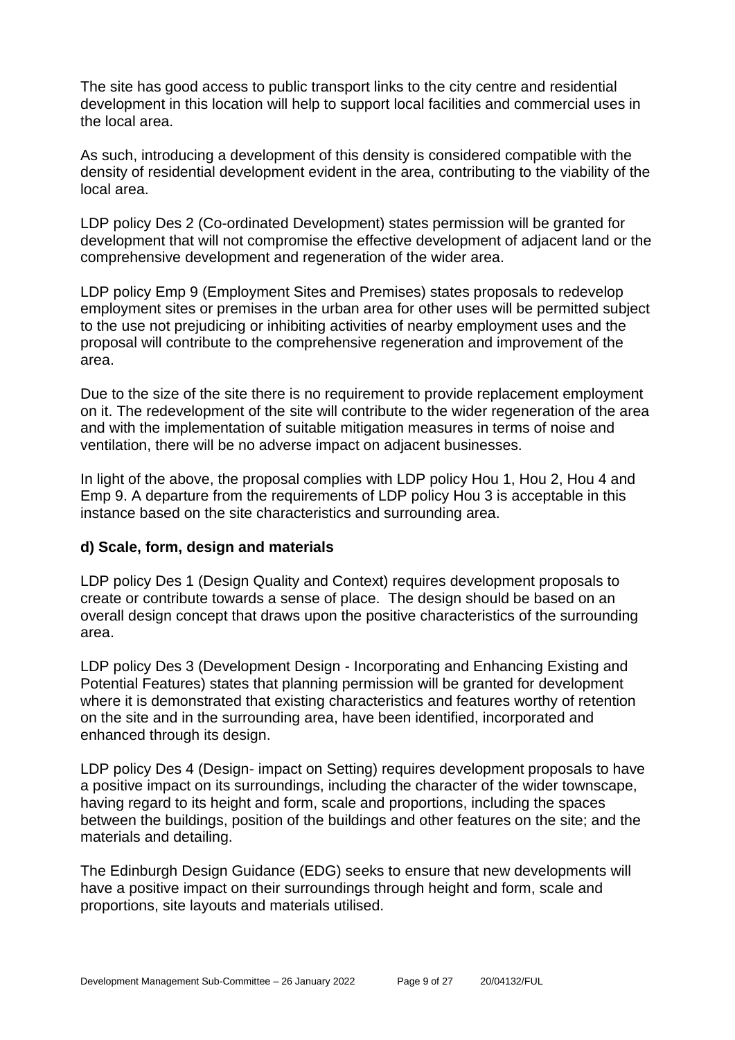The site has good access to public transport links to the city centre and residential development in this location will help to support local facilities and commercial uses in the local area.

As such, introducing a development of this density is considered compatible with the density of residential development evident in the area, contributing to the viability of the local area.

LDP policy Des 2 (Co-ordinated Development) states permission will be granted for development that will not compromise the effective development of adjacent land or the comprehensive development and regeneration of the wider area.

LDP policy Emp 9 (Employment Sites and Premises) states proposals to redevelop employment sites or premises in the urban area for other uses will be permitted subject to the use not prejudicing or inhibiting activities of nearby employment uses and the proposal will contribute to the comprehensive regeneration and improvement of the area.

Due to the size of the site there is no requirement to provide replacement employment on it. The redevelopment of the site will contribute to the wider regeneration of the area and with the implementation of suitable mitigation measures in terms of noise and ventilation, there will be no adverse impact on adjacent businesses.

In light of the above, the proposal complies with LDP policy Hou 1, Hou 2, Hou 4 and Emp 9. A departure from the requirements of LDP policy Hou 3 is acceptable in this instance based on the site characteristics and surrounding area.

**d) Scale, form, design and materials**

LDP policy Des 1 (Design Quality and Context) requires development proposals to create or contribute towards a sense of place. The design should be based on an overall design concept that draws upon the positive characteristics of the surrounding area.

LDP policy Des 3 (Development Design - Incorporating and Enhancing Existing and Potential Features) states that planning permission will be granted for development where it is demonstrated that existing characteristics and features worthy of retention on the site and in the surrounding area, have been identified, incorporated and enhanced through its design.

LDP policy Des 4 (Design- impact on Setting) requires development proposals to have a positive impact on its surroundings, including the character of the wider townscape, having regard to its height and form, scale and proportions, including the spaces between the buildings, position of the buildings and other features on the site; and the materials and detailing.

The Edinburgh Design Guidance (EDG) seeks to ensure that new developments will have a positive impact on their surroundings through height and form, scale and proportions, site layouts and materials utilised.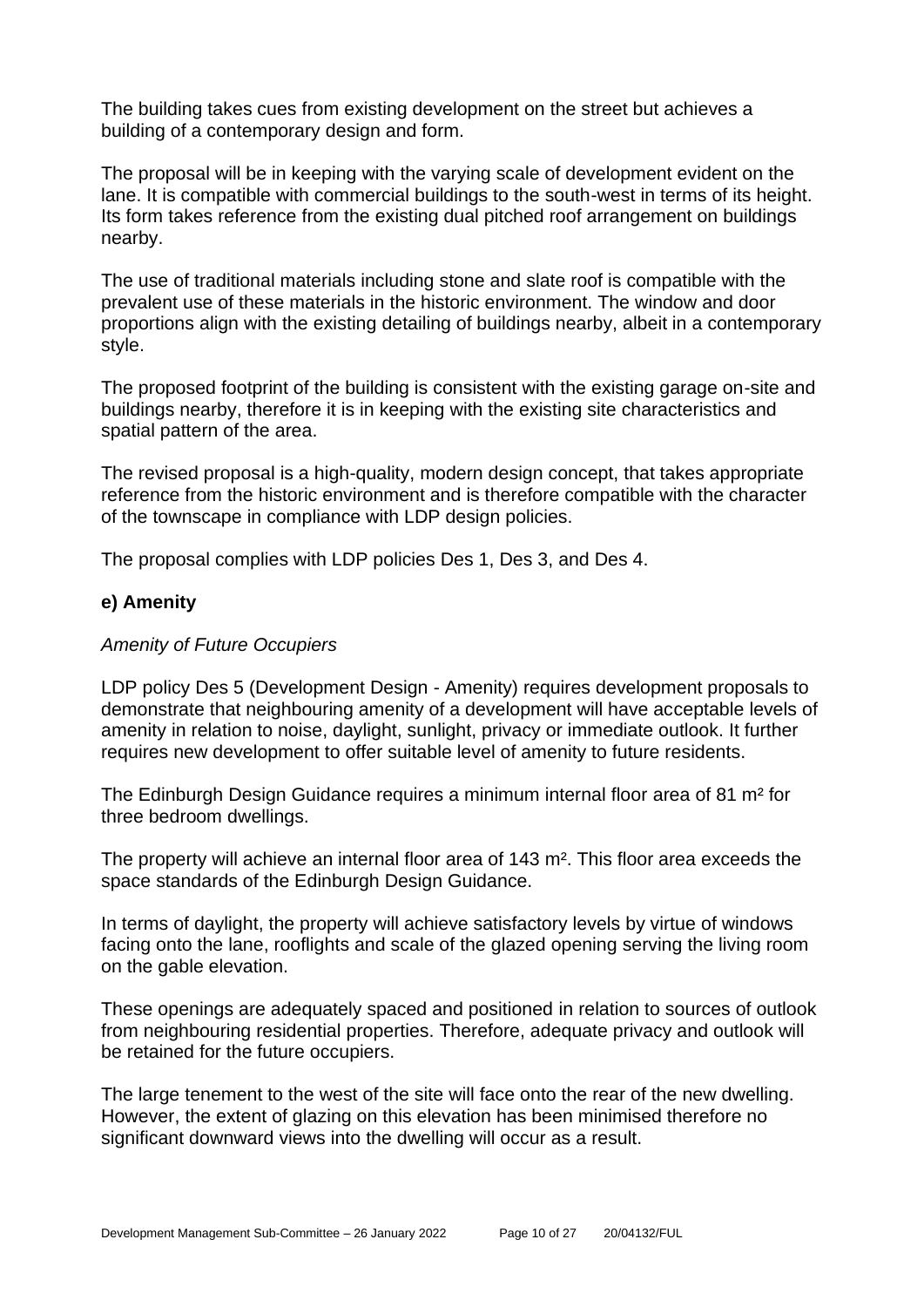The building takes cues from existing development on the street but achieves a building of a contemporary design and form.

The proposal will be in keeping with the varying scale of development evident on the lane. It is compatible with commercial buildings to the south-west in terms of its height. Its form takes reference from the existing dual pitched roof arrangement on buildings nearby.

The use of traditional materials including stone and slate roof is compatible with the prevalent use of these materials in the historic environment. The window and door proportions align with the existing detailing of buildings nearby, albeit in a contemporary style.

The proposed footprint of the building is consistent with the existing garage on-site and buildings nearby, therefore it is in keeping with the existing site characteristics and spatial pattern of the area.

The revised proposal is a high-quality, modern design concept, that takes appropriate reference from the historic environment and is therefore compatible with the character of the townscape in compliance with LDP design policies.

The proposal complies with LDP policies Des 1, Des 3, and Des 4.

### e) Amenity

*Amenity of Future Occupiers*

LDP policy Des 5 (Development Design - Amenity) requires development proposals to demonstrate that neighbouring amenity of a development will have acceptable levels of amenity in relation to noise, daylight, sunlight, privacy or immediate outlook. It further requires new development to offer suitable level of amenity to future residents.

The Edinburgh Design Guidance requires a minimum internal floor area of 81 $m^2$ for three bedroom dwellings.

The property will achieve an internal floor area of 143 $m^2$. This floor area exceeds the space standards of the Edinburgh Design Guidance.

In terms of daylight, the property will achieve satisfactory levels by virtue of windows facing onto the lane, rooflights and scale of the glazed opening serving the living room on the gable elevation.

These openings are adequately spaced and positioned in relation to sources of outlook from neighbouring residential properties. Therefore, adequate privacy and outlook will be retained for the future occupiers.

The large tenement to the west of the site will face onto the rear of the new dwelling. However, the extent of glazing on this elevation has been minimised therefore no significant downward views into the dwelling will occur as a result.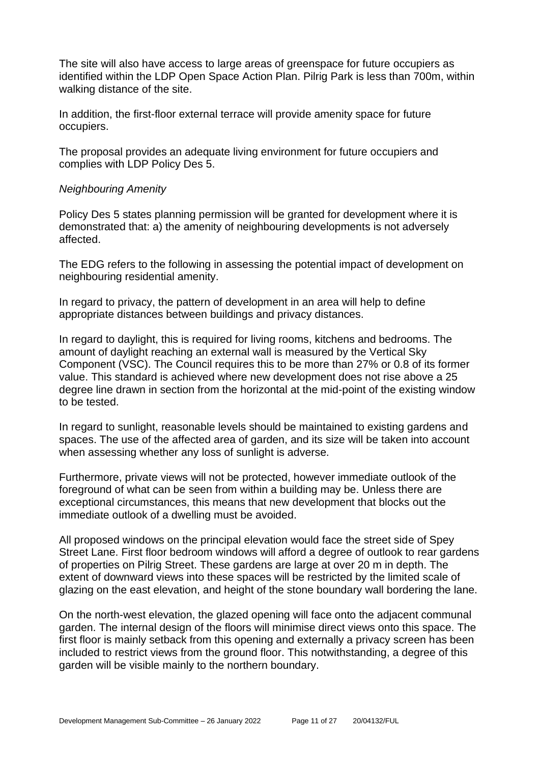The site will also have access to large areas of greenspace for future occupiers as identified within the LDP Open Space Action Plan. Pilrig Park is less than 700m, within walking distance of the site.

In addition, the first-floor external terrace will provide amenity space for future occupiers.

The proposal provides an adequate living environment for future occupiers and complies with LDP Policy Des 5.

*Neighbouring Amenity*

Policy Des 5 states planning permission will be granted for development where it is demonstrated that: a) the amenity of neighbouring developments is not adversely affected.

The EDG refers to the following in assessing the potential impact of development on neighbouring residential amenity.

In regard to privacy, the pattern of development in an area will help to define appropriate distances between buildings and privacy distances.

In regard to daylight, this is required for living rooms, kitchens and bedrooms. The amount of daylight reaching an external wall is measured by the Vertical Sky Component (VSC). The Council requires this to be more than 27% or 0.8 of its former value. This standard is achieved where new development does not rise above a 25 degree line drawn in section from the horizontal at the mid-point of the existing window to be tested.

In regard to sunlight, reasonable levels should be maintained to existing gardens and spaces. The use of the affected area of garden, and its size will be taken into account when assessing whether any loss of sunlight is adverse.

Furthermore, private views will not be protected, however immediate outlook of the foreground of what can be seen from within a building may be. Unless there are exceptional circumstances, this means that new development that blocks out the immediate outlook of a dwelling must be avoided.

All proposed windows on the principal elevation would face the street side of Spey Street Lane. First floor bedroom windows will afford a degree of outlook to rear gardens of properties on Pilrig Street. These gardens are large at over 20 m in depth. The extent of downward views into these spaces will be restricted by the limited scale of glazing on the east elevation, and height of the stone boundary wall bordering the lane.

On the north-west elevation, the glazed opening will face onto the adjacent communal garden. The internal design of the floors will minimise direct views onto this space. The first floor is mainly setback from this opening and externally a privacy screen has been included to restrict views from the ground floor. This notwithstanding, a degree of this garden will be visible mainly to the northern boundary.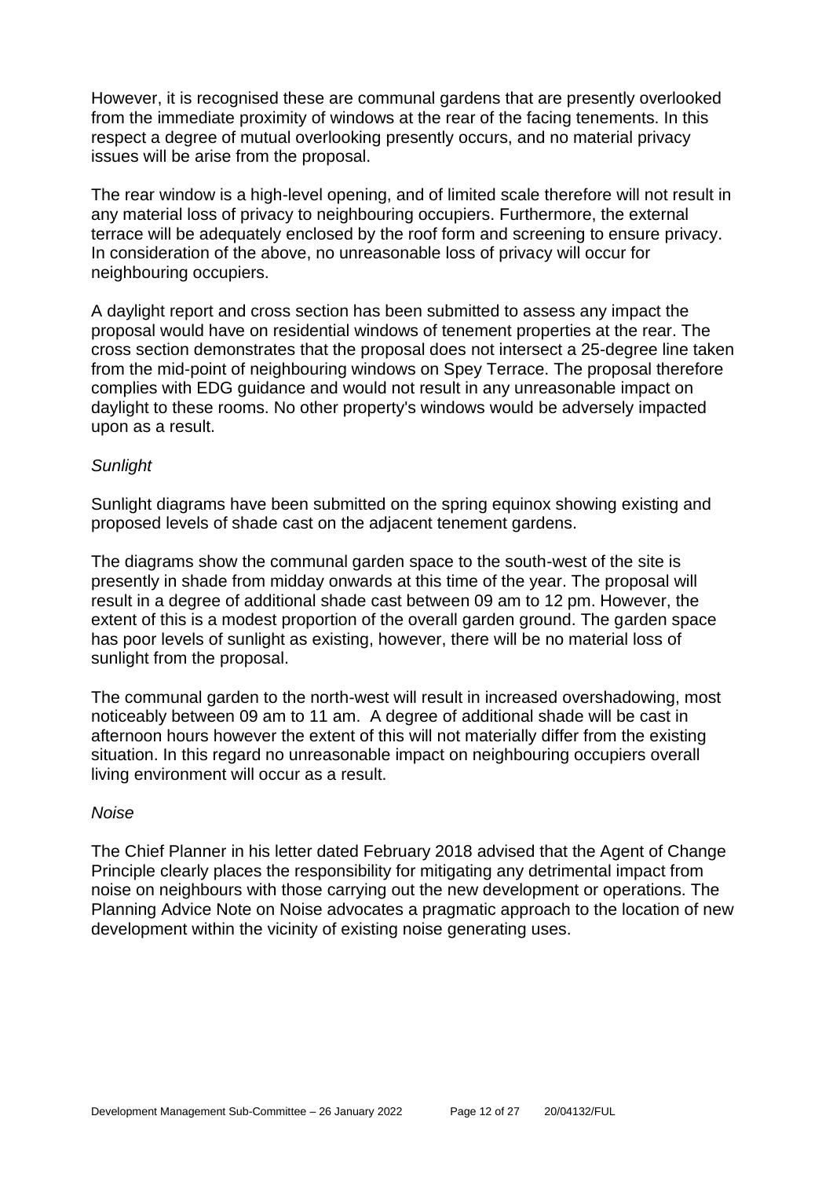However, it is recognised these are communal gardens that are presently overlooked from the immediate proximity of windows at the rear of the facing tenements. In this respect a degree of mutual overlooking presently occurs, and no material privacy issues will be arise from the proposal.

The rear window is a high-level opening, and of limited scale therefore will not result in any material loss of privacy to neighbouring occupiers. Furthermore, the external terrace will be adequately enclosed by the roof form and screening to ensure privacy. In consideration of the above, no unreasonable loss of privacy will occur for neighbouring occupiers.

A daylight report and cross section has been submitted to assess any impact the proposal would have on residential windows of tenement properties at the rear. The cross section demonstrates that the proposal does not intersect a 25-degree line taken from the mid-point of neighbouring windows on Spey Terrace. The proposal therefore complies with EDG guidance and would not result in any unreasonable impact on daylight to these rooms. No other property's windows would be adversely impacted upon as a result.

*Sunlight*

Sunlight diagrams have been submitted on the spring equinox showing existing and proposed levels of shade cast on the adjacent tenement gardens.

The diagrams show the communal garden space to the south-west of the site is presently in shade from midday onwards at this time of the year. The proposal will result in a degree of additional shade cast between 09 am to 12 pm. However, the extent of this is a modest proportion of the overall garden ground. The garden space has poor levels of sunlight as existing, however, there will be no material loss of sunlight from the proposal.

The communal garden to the north-west will result in increased overshadowing, most noticeably between 09 am to 11 am. A degree of additional shade will be cast in afternoon hours however the extent of this will not materially differ from the existing situation. In this regard no unreasonable impact on neighbouring occupiers overall living environment will occur as a result.

*Noise*

The Chief Planner in his letter dated February 2018 advised that the Agent of Change Principle clearly places the responsibility for mitigating any detrimental impact from noise on neighbours with those carrying out the new development or operations. The Planning Advice Note on Noise advocates a pragmatic approach to the location of new development within the vicinity of existing noise generating uses.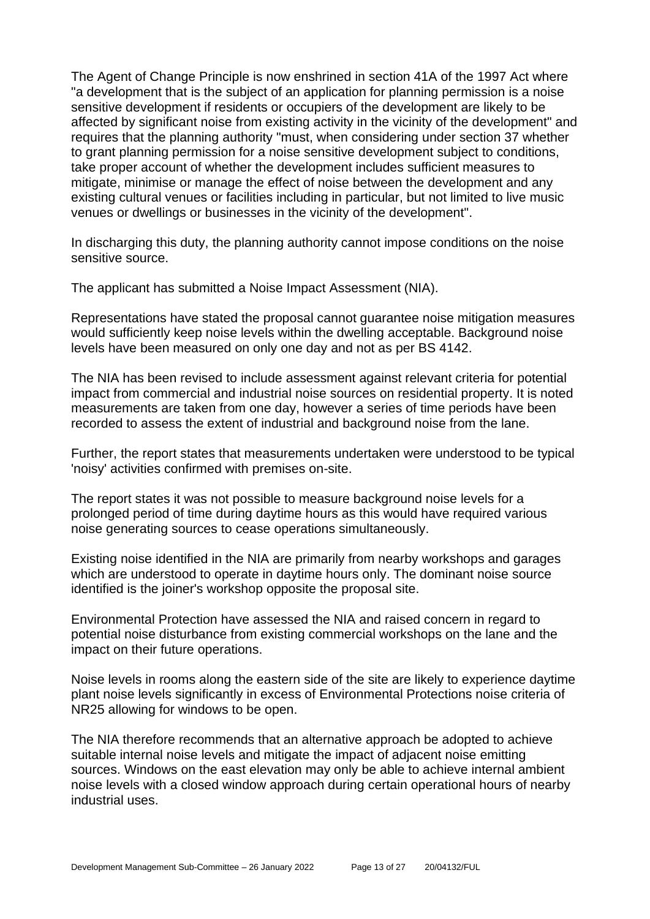The Agent of Change Principle is now enshrined in section 41A of the 1997 Act where "a development that is the subject of an application for planning permission is a noise sensitive development if residents or occupiers of the development are likely to be affected by significant noise from existing activity in the vicinity of the development" and requires that the planning authority "must, when considering under section 37 whether to grant planning permission for a noise sensitive development subject to conditions, take proper account of whether the development includes sufficient measures to mitigate, minimise or manage the effect of noise between the development and any existing cultural venues or facilities including in particular, but not limited to live music venues or dwellings or businesses in the vicinity of the development".

In discharging this duty, the planning authority cannot impose conditions on the noise sensitive source.

The applicant has submitted a Noise Impact Assessment (NIA).

Representations have stated the proposal cannot guarantee noise mitigation measures would sufficiently keep noise levels within the dwelling acceptable. Background noise levels have been measured on only one day and not as per BS 4142.

The NIA has been revised to include assessment against relevant criteria for potential impact from commercial and industrial noise sources on residential property. It is noted measurements are taken from one day, however a series of time periods have been recorded to assess the extent of industrial and background noise from the lane.

Further, the report states that measurements undertaken were understood to be typical 'noisy' activities confirmed with premises on-site.

The report states it was not possible to measure background noise levels for a prolonged period of time during daytime hours as this would have required various noise generating sources to cease operations simultaneously.

Existing noise identified in the NIA are primarily from nearby workshops and garages which are understood to operate in daytime hours only. The dominant noise source identified is the joiner's workshop opposite the proposal site.

Environmental Protection have assessed the NIA and raised concern in regard to potential noise disturbance from existing commercial workshops on the lane and the impact on their future operations.

Noise levels in rooms along the eastern side of the site are likely to experience daytime plant noise levels significantly in excess of Environmental Protections noise criteria of NR25 allowing for windows to be open.

The NIA therefore recommends that an alternative approach be adopted to achieve suitable internal noise levels and mitigate the impact of adjacent noise emitting sources. Windows on the east elevation may only be able to achieve internal ambient noise levels with a closed window approach during certain operational hours of nearby industrial uses.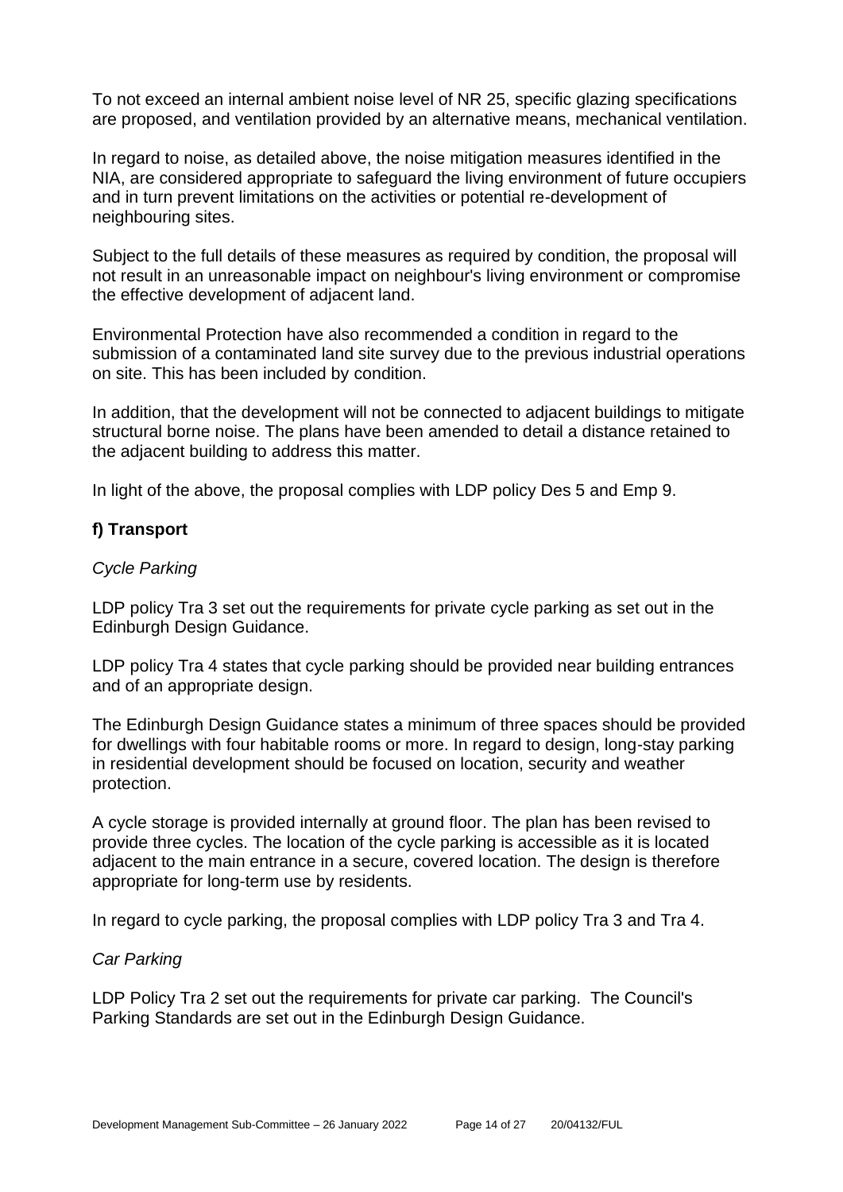To not exceed an internal ambient noise level of NR 25, specific glazing specifications are proposed, and ventilation provided by an alternative means, mechanical ventilation.

In regard to noise, as detailed above, the noise mitigation measures identified in the NIA, are considered appropriate to safeguard the living environment of future occupiers and in turn prevent limitations on the activities or potential re-development of neighbouring sites.

Subject to the full details of these measures as required by condition, the proposal will not result in an unreasonable impact on neighbour's living environment or compromise the effective development of adjacent land.

Environmental Protection have also recommended a condition in regard to the submission of a contaminated land site survey due to the previous industrial operations on site. This has been included by condition.

In addition, that the development will not be connected to adjacent buildings to mitigate structural borne noise. The plans have been amended to detail a distance retained to the adjacent building to address this matter.

In light of the above, the proposal complies with LDP policy Des 5 and Emp 9.

### f) Transport

*Cycle Parking*

LDP policy Tra 3 set out the requirements for private cycle parking as set out in the Edinburgh Design Guidance.

LDP policy Tra 4 states that cycle parking should be provided near building entrances and of an appropriate design.

The Edinburgh Design Guidance states a minimum of three spaces should be provided for dwellings with four habitable rooms or more. In regard to design, long-stay parking in residential development should be focused on location, security and weather protection.

A cycle storage is provided internally at ground floor. The plan has been revised to provide three cycles. The location of the cycle parking is accessible as it is located adjacent to the main entrance in a secure, covered location. The design is therefore appropriate for long-term use by residents.

In regard to cycle parking, the proposal complies with LDP policy Tra 3 and Tra 4.

*Car Parking*

LDP Policy Tra 2 set out the requirements for private car parking. The Council's Parking Standards are set out in the Edinburgh Design Guidance.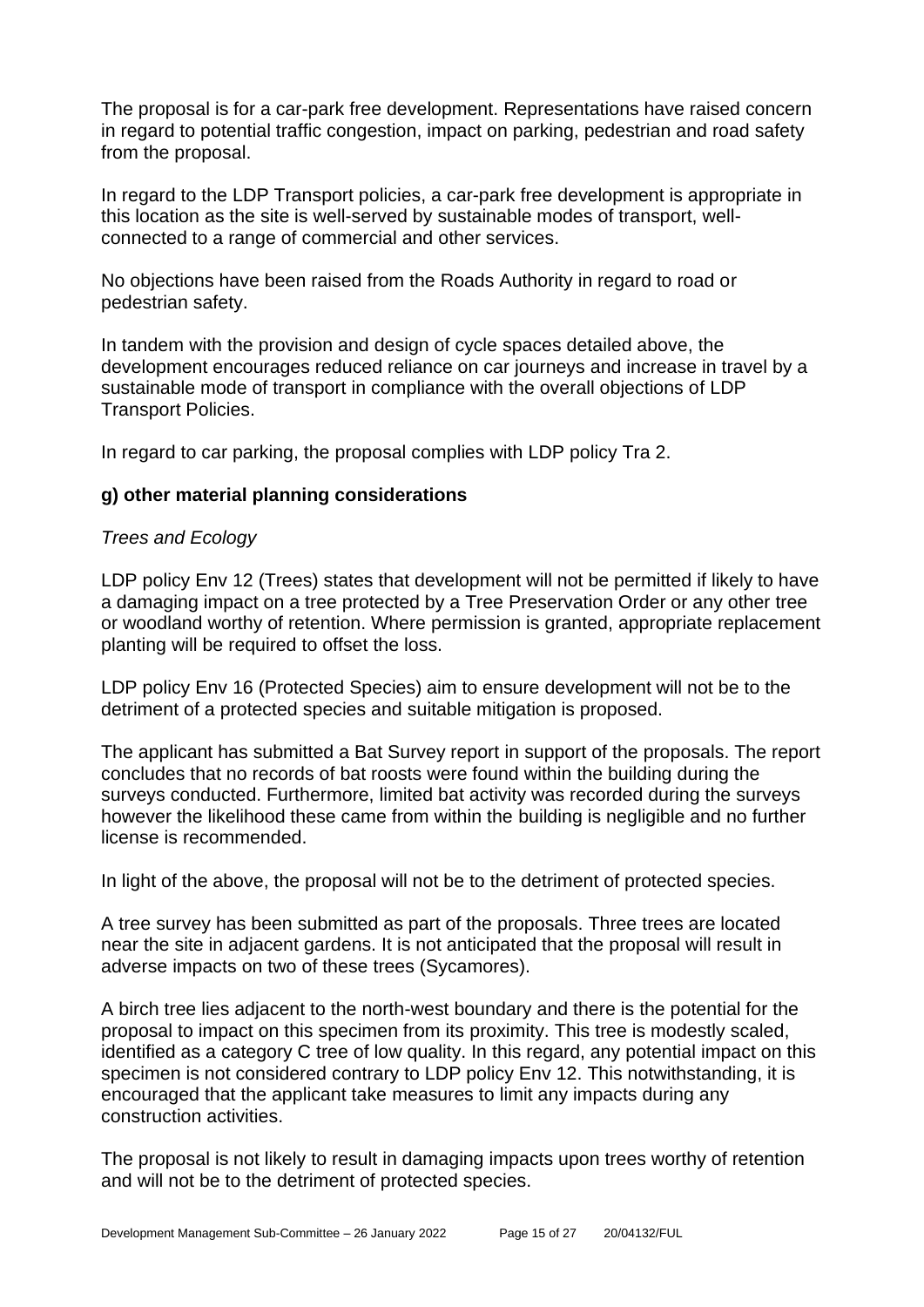The proposal is for a car-park free development. Representations have raised concern in regard to potential traffic congestion, impact on parking, pedestrian and road safety from the proposal.

In regard to the LDP Transport policies, a car-park free development is appropriate in this location as the site is well-served by sustainable modes of transport, well-connected to a range of commercial and other services.

No objections have been raised from the Roads Authority in regard to road or pedestrian safety.

In tandem with the provision and design of cycle spaces detailed above, the development encourages reduced reliance on car journeys and increase in travel by a sustainable mode of transport in compliance with the overall objections of LDP Transport Policies.

In regard to car parking, the proposal complies with LDP policy Tra 2.

**g) other material planning considerations**

*Trees and Ecology*

LDP policy Env 12 (Trees) states that development will not be permitted if likely to have a damaging impact on a tree protected by a Tree Preservation Order or any other tree or woodland worthy of retention. Where permission is granted, appropriate replacement planting will be required to offset the loss.

LDP policy Env 16 (Protected Species) aim to ensure development will not be to the detriment of a protected species and suitable mitigation is proposed.

The applicant has submitted a Bat Survey report in support of the proposals. The report concludes that no records of bat roosts were found within the building during the surveys conducted. Furthermore, limited bat activity was recorded during the surveys however the likelihood these came from within the building is negligible and no further license is recommended.

In light of the above, the proposal will not be to the detriment of protected species.

A tree survey has been submitted as part of the proposals. Three trees are located near the site in adjacent gardens. It is not anticipated that the proposal will result in adverse impacts on two of these trees (Sycamores).

A birch tree lies adjacent to the north-west boundary and there is the potential for the proposal to impact on this specimen from its proximity. This tree is modestly scaled, identified as a category C tree of low quality. In this regard, any potential impact on this specimen is not considered contrary to LDP policy Env 12. This notwithstanding, it is encouraged that the applicant take measures to limit any impacts during any construction activities.

The proposal is not likely to result in damaging impacts upon trees worthy of retention and will not be to the detriment of protected species.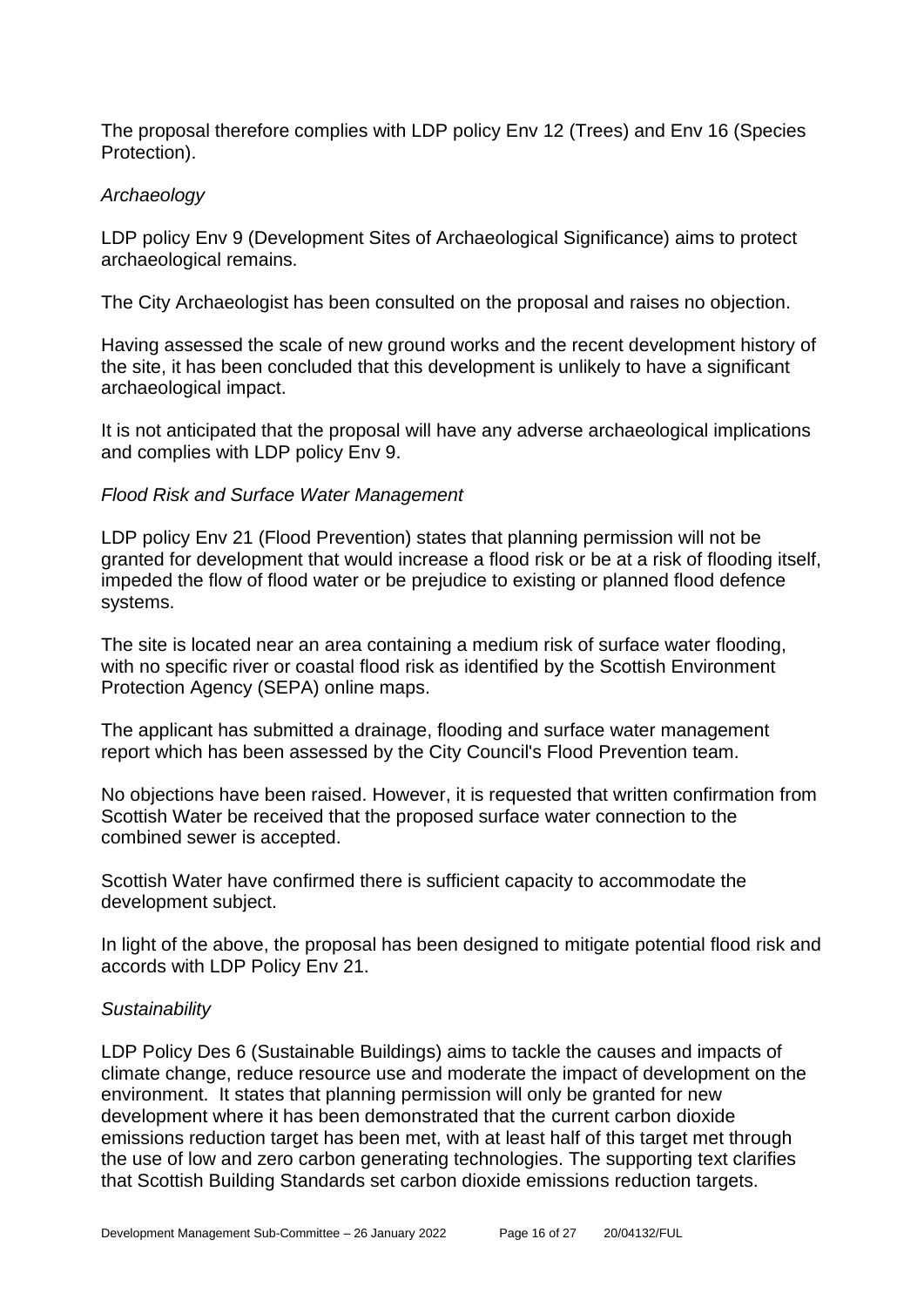The proposal therefore complies with LDP policy Env 12 (Trees) and Env 16 (Species Protection).

*Archaeology*

LDP policy Env 9 (Development Sites of Archaeological Significance) aims to protect archaeological remains.

The City Archaeologist has been consulted on the proposal and raises no objection.

Having assessed the scale of new ground works and the recent development history of the site, it has been concluded that this development is unlikely to have a significant archaeological impact.

It is not anticipated that the proposal will have any adverse archaeological implications and complies with LDP policy Env 9.

*Flood Risk and Surface Water Management*

LDP policy Env 21 (Flood Prevention) states that planning permission will not be granted for development that would increase a flood risk or be at a risk of flooding itself, impeded the flow of flood water or be prejudice to existing or planned flood defence systems.

The site is located near an area containing a medium risk of surface water flooding, with no specific river or coastal flood risk as identified by the Scottish Environment Protection Agency (SEPA) online maps.

The applicant has submitted a drainage, flooding and surface water management report which has been assessed by the City Council's Flood Prevention team.

No objections have been raised. However, it is requested that written confirmation from Scottish Water be received that the proposed surface water connection to the combined sewer is accepted.

Scottish Water have confirmed there is sufficient capacity to accommodate the development subject.

In light of the above, the proposal has been designed to mitigate potential flood risk and accords with LDP Policy Env 21.

*Sustainability*

LDP Policy Des 6 (Sustainable Buildings) aims to tackle the causes and impacts of climate change, reduce resource use and moderate the impact of development on the environment. It states that planning permission will only be granted for new development where it has been demonstrated that the current carbon dioxide emissions reduction target has been met, with at least half of this target met through the use of low and zero carbon generating technologies. The supporting text clarifies that Scottish Building Standards set carbon dioxide emissions reduction targets.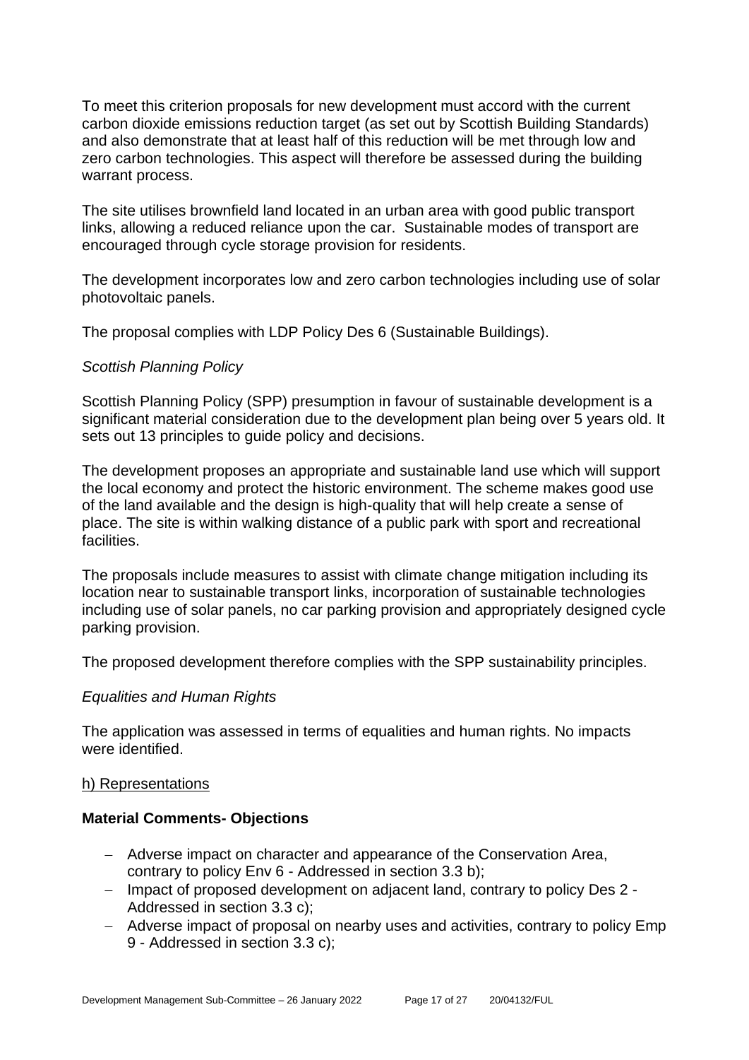To meet this criterion proposals for new development must accord with the current carbon dioxide emissions reduction target (as set out by Scottish Building Standards) and also demonstrate that at least half of this reduction will be met through low and zero carbon technologies. This aspect will therefore be assessed during the building warrant process.

The site utilises brownfield land located in an urban area with good public transport links, allowing a reduced reliance upon the car. Sustainable modes of transport are encouraged through cycle storage provision for residents.

The development incorporates low and zero carbon technologies including use of solar photovoltaic panels.

The proposal complies with LDP Policy Des 6 (Sustainable Buildings).

*Scottish Planning Policy*

Scottish Planning Policy (SPP) presumption in favour of sustainable development is a significant material consideration due to the development plan being over 5 years old. It sets out 13 principles to guide policy and decisions.

The development proposes an appropriate and sustainable land use which will support the local economy and protect the historic environment. The scheme makes good use of the land available and the design is high-quality that will help create a sense of place. The site is within walking distance of a public park with sport and recreational facilities.

The proposals include measures to assist with climate change mitigation including its location near to sustainable transport links, incorporation of sustainable technologies including use of solar panels, no car parking provision and appropriately designed cycle parking provision.

The proposed development therefore complies with the SPP sustainability principles.

*Equalities and Human Rights*

The application was assessed in terms of equalities and human rights. No impacts were identified.

h) Representations

**Material Comments- Objections**

- Adverse impact on character and appearance of the Conservation Area, contrary to policy Env 6 - Addressed in section 3.3 b);
- Impact of proposed development on adjacent land, contrary to policy Des 2 - Addressed in section 3.3 c);
- Adverse impact of proposal on nearby uses and activities, contrary to policy Emp 9 - Addressed in section 3.3 c);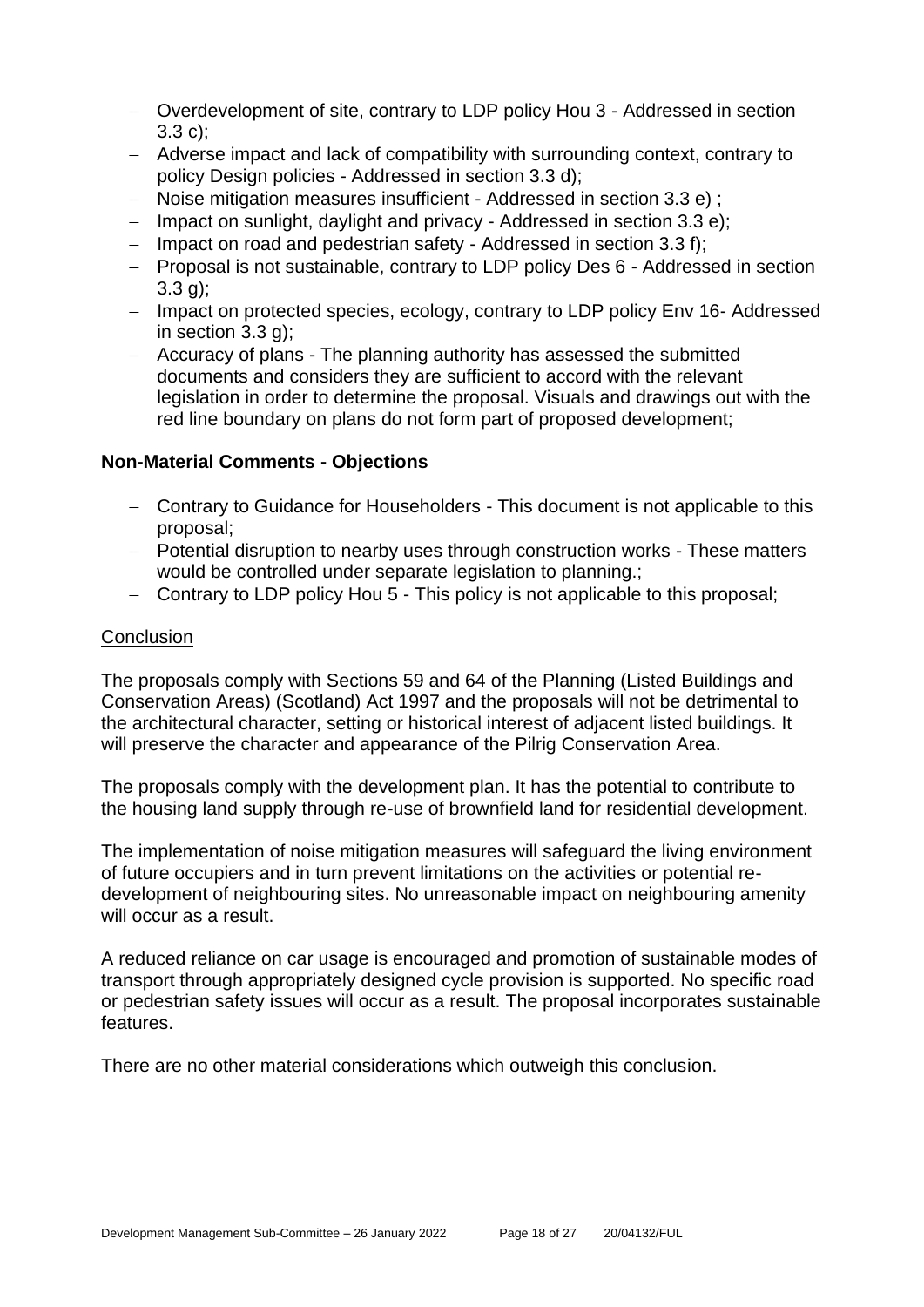- Overdevelopment of site, contrary to LDP policy Hou 3 - Addressed in section 3.3 c);
- Adverse impact and lack of compatibility with surrounding context, contrary to policy Design policies - Addressed in section 3.3 d);
- Noise mitigation measures insufficient - Addressed in section 3.3 e) ;
- Impact on sunlight, daylight and privacy - Addressed in section 3.3 e);
- Impact on road and pedestrian safety - Addressed in section 3.3 f);
- Proposal is not sustainable, contrary to LDP policy Des 6 - Addressed in section 3.3 g);
- Impact on protected species, ecology, contrary to LDP policy Env 16- Addressed in section 3.3 g);
- Accuracy of plans - The planning authority has assessed the submitted documents and considers they are sufficient to accord with the relevant legislation in order to determine the proposal. Visuals and drawings out with the red line boundary on plans do not form part of proposed development;

**Non-Material Comments - Objections**

- Contrary to Guidance for Householders - This document is not applicable to this proposal;
- Potential disruption to nearby uses through construction works - These matters would be controlled under separate legislation to planning.;
- Contrary to LDP policy Hou 5 - This policy is not applicable to this proposal;

Conclusion

The proposals comply with Sections 59 and 64 of the Planning (Listed Buildings and Conservation Areas) (Scotland) Act 1997 and the proposals will not be detrimental to the architectural character, setting or historical interest of adjacent listed buildings. It will preserve the character and appearance of the Pilrig Conservation Area.

The proposals comply with the development plan. It has the potential to contribute to the housing land supply through re-use of brownfield land for residential development.

The implementation of noise mitigation measures will safeguard the living environment of future occupiers and in turn prevent limitations on the activities or potential re-development of neighbouring sites. No unreasonable impact on neighbouring amenity will occur as a result.

A reduced reliance on car usage is encouraged and promotion of sustainable modes of transport through appropriately designed cycle provision is supported. No specific road or pedestrian safety issues will occur as a result. The proposal incorporates sustainable features.

There are no other material considerations which outweigh this conclusion.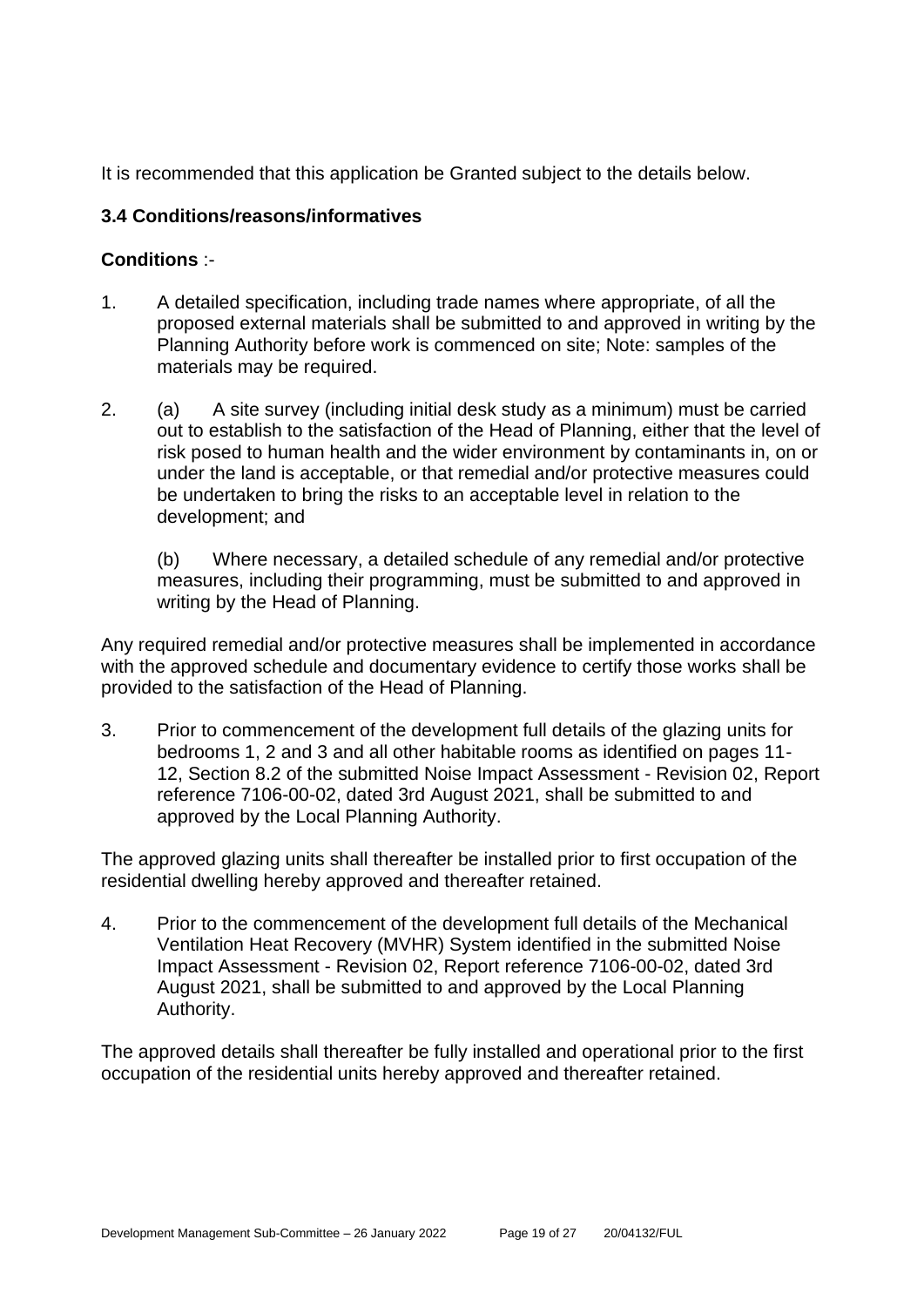It is recommended that this application be Granted subject to the details below.

**3.4 Conditions/reasons/informatives**

**Conditions** :-

1. A detailed specification, including trade names where appropriate, of all the proposed external materials shall be submitted to and approved in writing by the Planning Authority before work is commenced on site; Note: samples of the materials may be required.

2. (a) A site survey (including initial desk study as a minimum) must be carried out to establish to the satisfaction of the Head of Planning, either that the level of risk posed to human health and the wider environment by contaminants in, on or under the land is acceptable, or that remedial and/or protective measures could be undertaken to bring the risks to an acceptable level in relation to the development; and

   (b) Where necessary, a detailed schedule of any remedial and/or protective measures, including their programming, must be submitted to and approved in writing by the Head of Planning.

Any required remedial and/or protective measures shall be implemented in accordance with the approved schedule and documentary evidence to certify those works shall be provided to the satisfaction of the Head of Planning.

3. Prior to commencement of the development full details of the glazing units for bedrooms 1, 2 and 3 and all other habitable rooms as identified on pages 11-12, Section 8.2 of the submitted Noise Impact Assessment - Revision 02, Report reference 7106-00-02, dated 3rd August 2021, shall be submitted to and approved by the Local Planning Authority.

The approved glazing units shall thereafter be installed prior to first occupation of the residential dwelling hereby approved and thereafter retained.

4. Prior to the commencement of the development full details of the Mechanical Ventilation Heat Recovery (MVHR) System identified in the submitted Noise Impact Assessment - Revision 02, Report reference 7106-00-02, dated 3rd August 2021, shall be submitted to and approved by the Local Planning Authority.

The approved details shall thereafter be fully installed and operational prior to the first occupation of the residential units hereby approved and thereafter retained.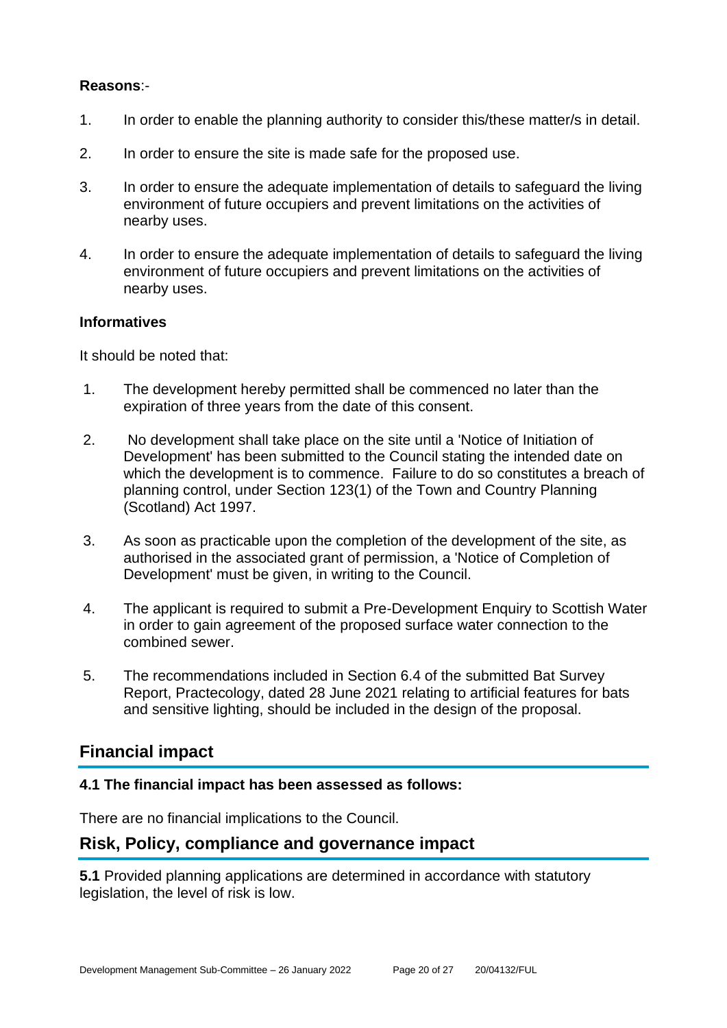**Reasons**:-

1. In order to enable the planning authority to consider this/these matter/s in detail.
2. In order to ensure the site is made safe for the proposed use.
3. In order to ensure the adequate implementation of details to safeguard the living environment of future occupiers and prevent limitations on the activities of nearby uses.
4. In order to ensure the adequate implementation of details to safeguard the living environment of future occupiers and prevent limitations on the activities of nearby uses.

**Informatives**

It should be noted that:

1. The development hereby permitted shall be commenced no later than the expiration of three years from the date of this consent.
2. No development shall take place on the site until a 'Notice of Initiation of Development' has been submitted to the Council stating the intended date on which the development is to commence. Failure to do so constitutes a breach of planning control, under Section 123(1) of the Town and Country Planning (Scotland) Act 1997.
3. As soon as practicable upon the completion of the development of the site, as authorised in the associated grant of permission, a 'Notice of Completion of Development' must be given, in writing to the Council.
4. The applicant is required to submit a Pre-Development Enquiry to Scottish Water in order to gain agreement of the proposed surface water connection to the combined sewer.
5. The recommendations included in Section 6.4 of the submitted Bat Survey Report, Practecology, dated 28 June 2021 relating to artificial features for bats and sensitive lighting, should be included in the design of the proposal.

## Financial impact

### 4.1 The financial impact has been assessed as follows:

There are no financial implications to the Council.

## Risk, Policy, compliance and governance impact

**5.1** Provided planning applications are determined in accordance with statutory legislation, the level of risk is low.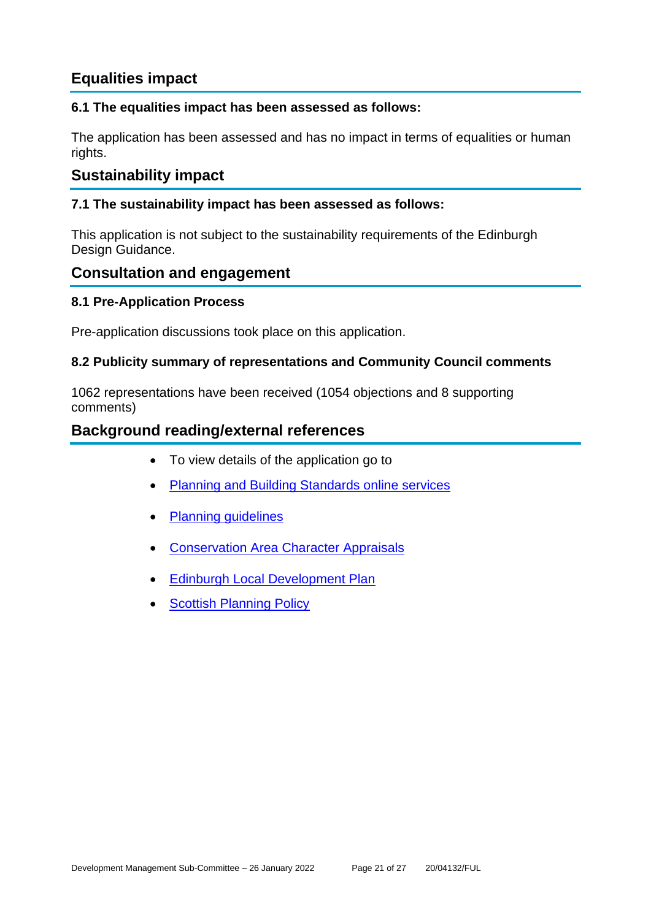## Equalities impact

### 6.1 The equalities impact has been assessed as follows:

The application has been assessed and has no impact in terms of equalities or human rights.

## Sustainability impact

### 7.1 The sustainability impact has been assessed as follows:

This application is not subject to the sustainability requirements of the Edinburgh Design Guidance.

## Consultation and engagement

### 8.1 Pre-Application Process

Pre-application discussions took place on this application.

### 8.2 Publicity summary of representations and Community Council comments

1062 representations have been received (1054 objections and 8 supporting comments)

## Background reading/external references

- To view details of the application go to
- Planning and Building Standards online services
- Planning guidelines
- Conservation Area Character Appraisals
- Edinburgh Local Development Plan
- Scottish Planning Policy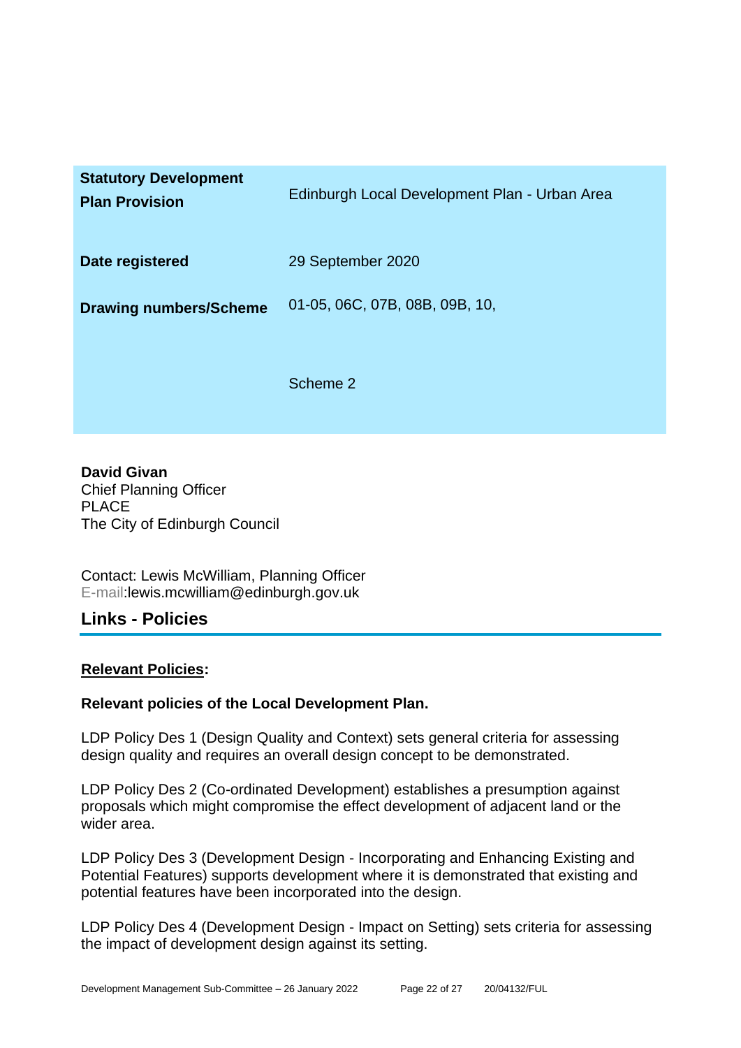| **Statutory Development Plan Provision** | Edinburgh Local Development Plan - Urban Area |
|---|---|
| **Date registered** | 29 September 2020 |
| **Drawing numbers/Scheme** | 01-05, 06C, 07B, 08B, 09B, 10,<br><br>Scheme 2 |

**David Givan**
Chief Planning Officer
PLACE
The City of Edinburgh Council

Contact: Lewis McWilliam, Planning Officer
E-mail:lewis.mcwilliam@edinburgh.gov.uk

## Links - Policies

**Relevant Policies:**

**Relevant policies of the Local Development Plan.**

LDP Policy Des 1 (Design Quality and Context) sets general criteria for assessing design quality and requires an overall design concept to be demonstrated.

LDP Policy Des 2 (Co-ordinated Development) establishes a presumption against proposals which might compromise the effect development of adjacent land or the wider area.

LDP Policy Des 3 (Development Design - Incorporating and Enhancing Existing and Potential Features) supports development where it is demonstrated that existing and potential features have been incorporated into the design.

LDP Policy Des 4 (Development Design - Impact on Setting) sets criteria for assessing the impact of development design against its setting.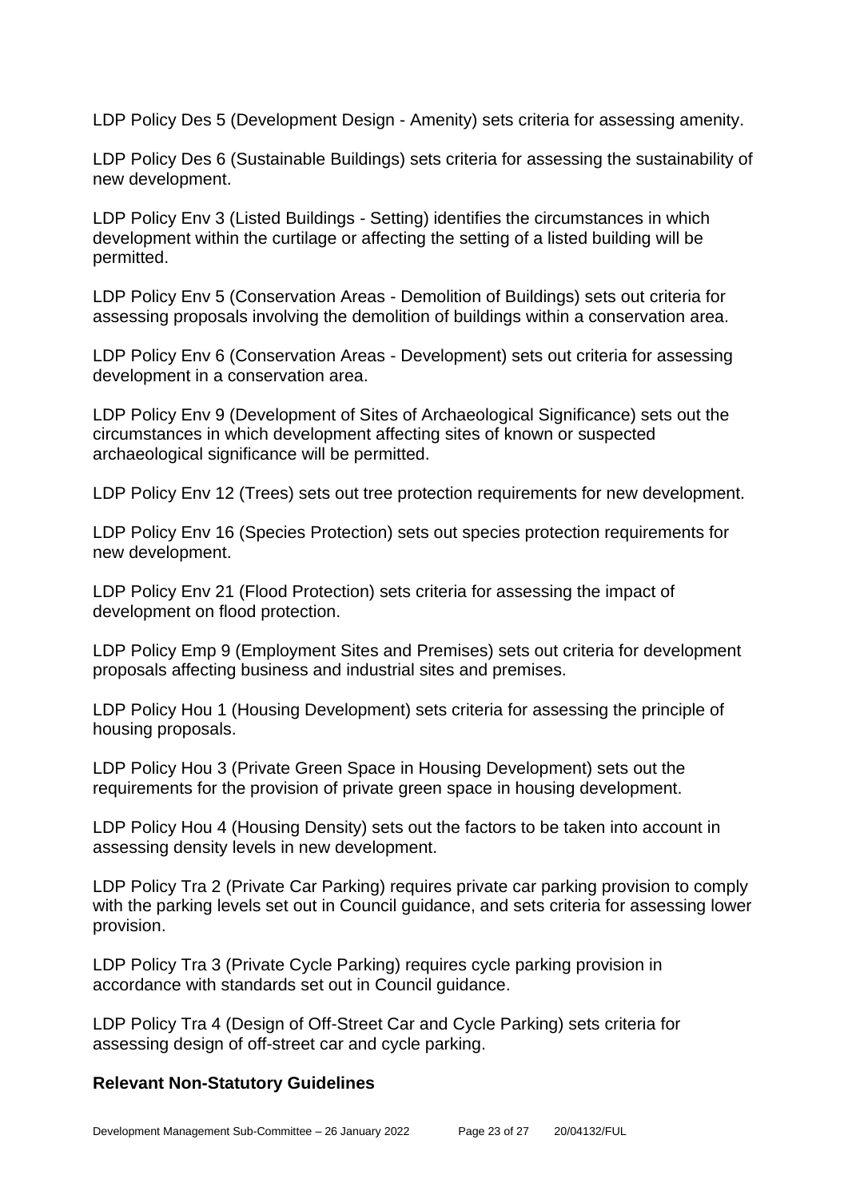LDP Policy Des 5 (Development Design - Amenity) sets criteria for assessing amenity.

LDP Policy Des 6 (Sustainable Buildings) sets criteria for assessing the sustainability of new development.

LDP Policy Env 3 (Listed Buildings - Setting) identifies the circumstances in which development within the curtilage or affecting the setting of a listed building will be permitted.

LDP Policy Env 5 (Conservation Areas - Demolition of Buildings) sets out criteria for assessing proposals involving the demolition of buildings within a conservation area.

LDP Policy Env 6 (Conservation Areas - Development) sets out criteria for assessing development in a conservation area.

LDP Policy Env 9 (Development of Sites of Archaeological Significance) sets out the circumstances in which development affecting sites of known or suspected archaeological significance will be permitted.

LDP Policy Env 12 (Trees) sets out tree protection requirements for new development.

LDP Policy Env 16 (Species Protection) sets out species protection requirements for new development.

LDP Policy Env 21 (Flood Protection) sets criteria for assessing the impact of development on flood protection.

LDP Policy Emp 9 (Employment Sites and Premises) sets out criteria for development proposals affecting business and industrial sites and premises.

LDP Policy Hou 1 (Housing Development) sets criteria for assessing the principle of housing proposals.

LDP Policy Hou 3 (Private Green Space in Housing Development) sets out the requirements for the provision of private green space in housing development.

LDP Policy Hou 4 (Housing Density) sets out the factors to be taken into account in assessing density levels in new development.

LDP Policy Tra 2 (Private Car Parking) requires private car parking provision to comply with the parking levels set out in Council guidance, and sets criteria for assessing lower provision.

LDP Policy Tra 3 (Private Cycle Parking) requires cycle parking provision in accordance with standards set out in Council guidance.

LDP Policy Tra 4 (Design of Off-Street Car and Cycle Parking) sets criteria for assessing design of off-street car and cycle parking.

**Relevant Non-Statutory Guidelines**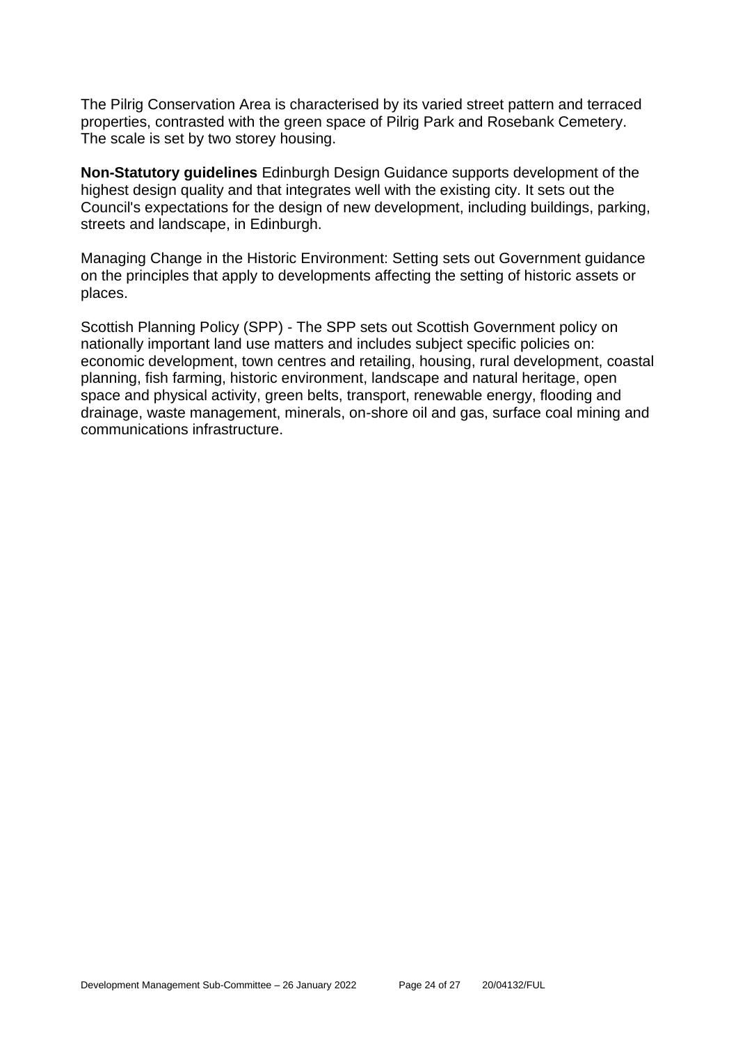The Pilrig Conservation Area is characterised by its varied street pattern and terraced properties, contrasted with the green space of Pilrig Park and Rosebank Cemetery. The scale is set by two storey housing.

**Non-Statutory guidelines** Edinburgh Design Guidance supports development of the highest design quality and that integrates well with the existing city. It sets out the Council's expectations for the design of new development, including buildings, parking, streets and landscape, in Edinburgh.

Managing Change in the Historic Environment: Setting sets out Government guidance on the principles that apply to developments affecting the setting of historic assets or places.

Scottish Planning Policy (SPP) - The SPP sets out Scottish Government policy on nationally important land use matters and includes subject specific policies on: economic development, town centres and retailing, housing, rural development, coastal planning, fish farming, historic environment, landscape and natural heritage, open space and physical activity, green belts, transport, renewable energy, flooding and drainage, waste management, minerals, on-shore oil and gas, surface coal mining and communications infrastructure.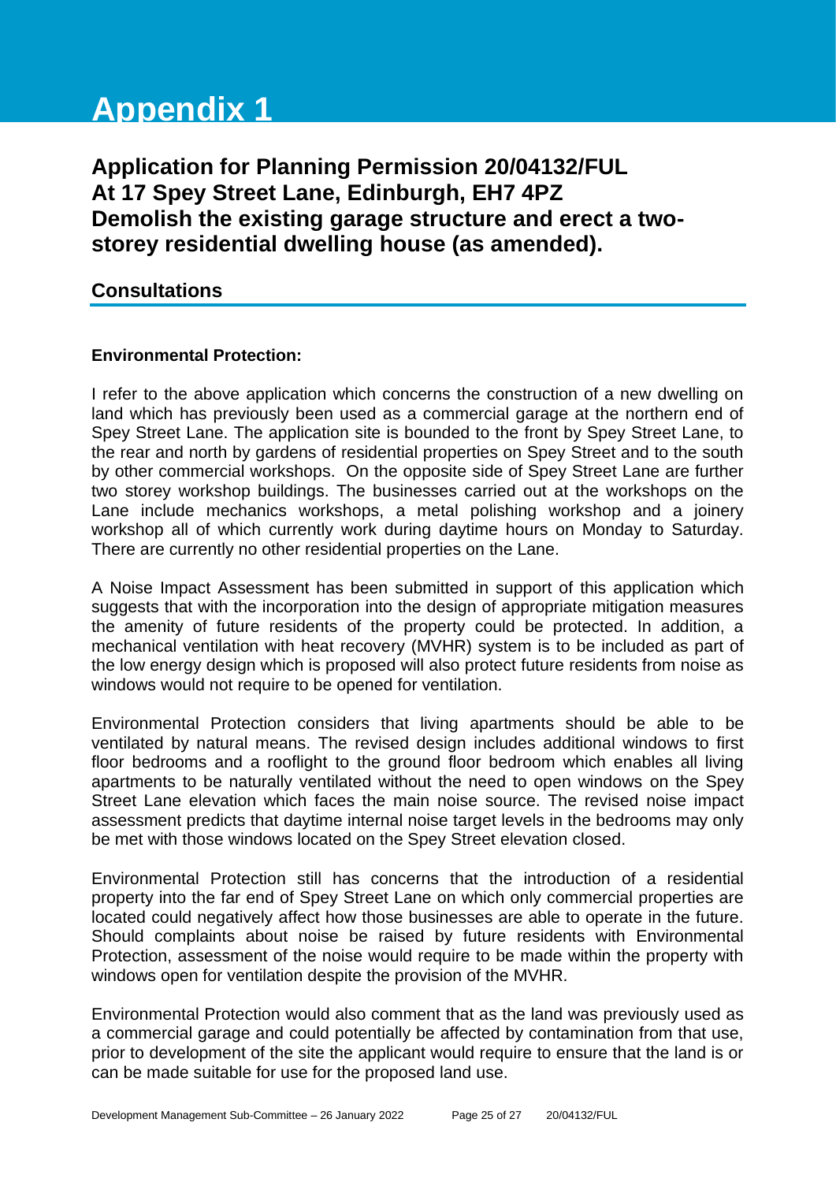# Appendix 1

## Application for Planning Permission 20/04132/FUL
## At 17 Spey Street Lane, Edinburgh, EH7 4PZ
## Demolish the existing garage structure and erect a two-storey residential dwelling house (as amended).

### Consultations

**Environmental Protection:**

I refer to the above application which concerns the construction of a new dwelling on land which has previously been used as a commercial garage at the northern end of Spey Street Lane. The application site is bounded to the front by Spey Street Lane, to the rear and north by gardens of residential properties on Spey Street and to the south by other commercial workshops. On the opposite side of Spey Street Lane are further two storey workshop buildings. The businesses carried out at the workshops on the Lane include mechanics workshops, a metal polishing workshop and a joinery workshop all of which currently work during daytime hours on Monday to Saturday. There are currently no other residential properties on the Lane.

A Noise Impact Assessment has been submitted in support of this application which suggests that with the incorporation into the design of appropriate mitigation measures the amenity of future residents of the property could be protected. In addition, a mechanical ventilation with heat recovery (MVHR) system is to be included as part of the low energy design which is proposed will also protect future residents from noise as windows would not require to be opened for ventilation.

Environmental Protection considers that living apartments should be able to be ventilated by natural means. The revised design includes additional windows to first floor bedrooms and a rooflight to the ground floor bedroom which enables all living apartments to be naturally ventilated without the need to open windows on the Spey Street Lane elevation which faces the main noise source. The revised noise impact assessment predicts that daytime internal noise target levels in the bedrooms may only be met with those windows located on the Spey Street elevation closed.

Environmental Protection still has concerns that the introduction of a residential property into the far end of Spey Street Lane on which only commercial properties are located could negatively affect how those businesses are able to operate in the future. Should complaints about noise be raised by future residents with Environmental Protection, assessment of the noise would require to be made within the property with windows open for ventilation despite the provision of the MVHR.

Environmental Protection would also comment that as the land was previously used as a commercial garage and could potentially be affected by contamination from that use, prior to development of the site the applicant would require to ensure that the land is or can be made suitable for use for the proposed land use.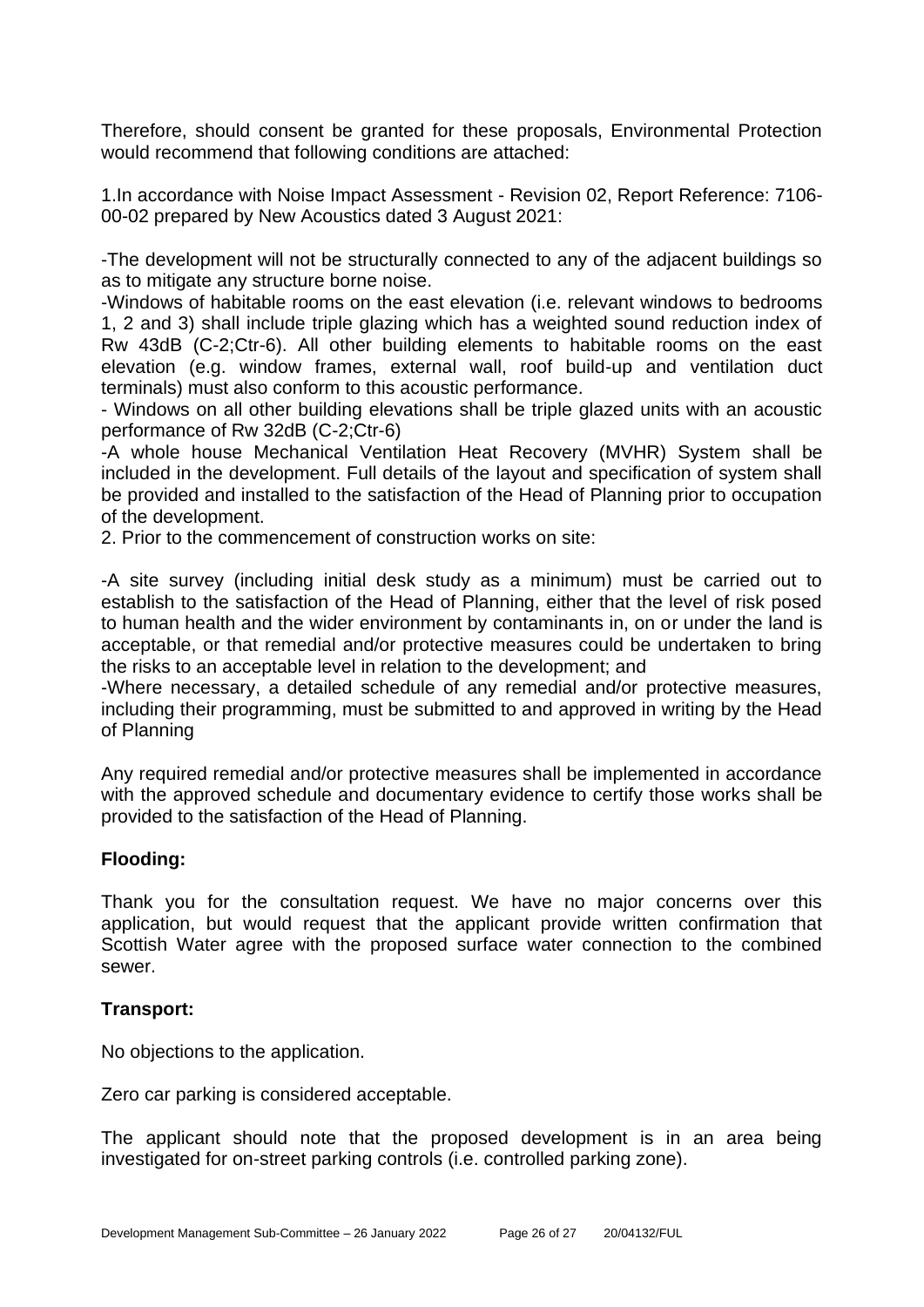Therefore, should consent be granted for these proposals, Environmental Protection would recommend that following conditions are attached:

1.In accordance with Noise Impact Assessment - Revision 02, Report Reference: 7106-00-02 prepared by New Acoustics dated 3 August 2021:

-The development will not be structurally connected to any of the adjacent buildings so as to mitigate any structure borne noise.

-Windows of habitable rooms on the east elevation (i.e. relevant windows to bedrooms 1, 2 and 3) shall include triple glazing which has a weighted sound reduction index of Rw 43dB (C-2;Ctr-6). All other building elements to habitable rooms on the east elevation (e.g. window frames, external wall, roof build-up and ventilation duct terminals) must also conform to this acoustic performance.

- Windows on all other building elevations shall be triple glazed units with an acoustic performance of Rw 32dB (C-2;Ctr-6)

-A whole house Mechanical Ventilation Heat Recovery (MVHR) System shall be included in the development. Full details of the layout and specification of system shall be provided and installed to the satisfaction of the Head of Planning prior to occupation of the development.

2. Prior to the commencement of construction works on site:

-A site survey (including initial desk study as a minimum) must be carried out to establish to the satisfaction of the Head of Planning, either that the level of risk posed to human health and the wider environment by contaminants in, on or under the land is acceptable, or that remedial and/or protective measures could be undertaken to bring the risks to an acceptable level in relation to the development; and

-Where necessary, a detailed schedule of any remedial and/or protective measures, including their programming, must be submitted to and approved in writing by the Head of Planning

Any required remedial and/or protective measures shall be implemented in accordance with the approved schedule and documentary evidence to certify those works shall be provided to the satisfaction of the Head of Planning.

**Flooding:**

Thank you for the consultation request. We have no major concerns over this application, but would request that the applicant provide written confirmation that Scottish Water agree with the proposed surface water connection to the combined sewer.

**Transport:**

No objections to the application.

Zero car parking is considered acceptable.

The applicant should note that the proposed development is in an area being investigated for on-street parking controls (i.e. controlled parking zone).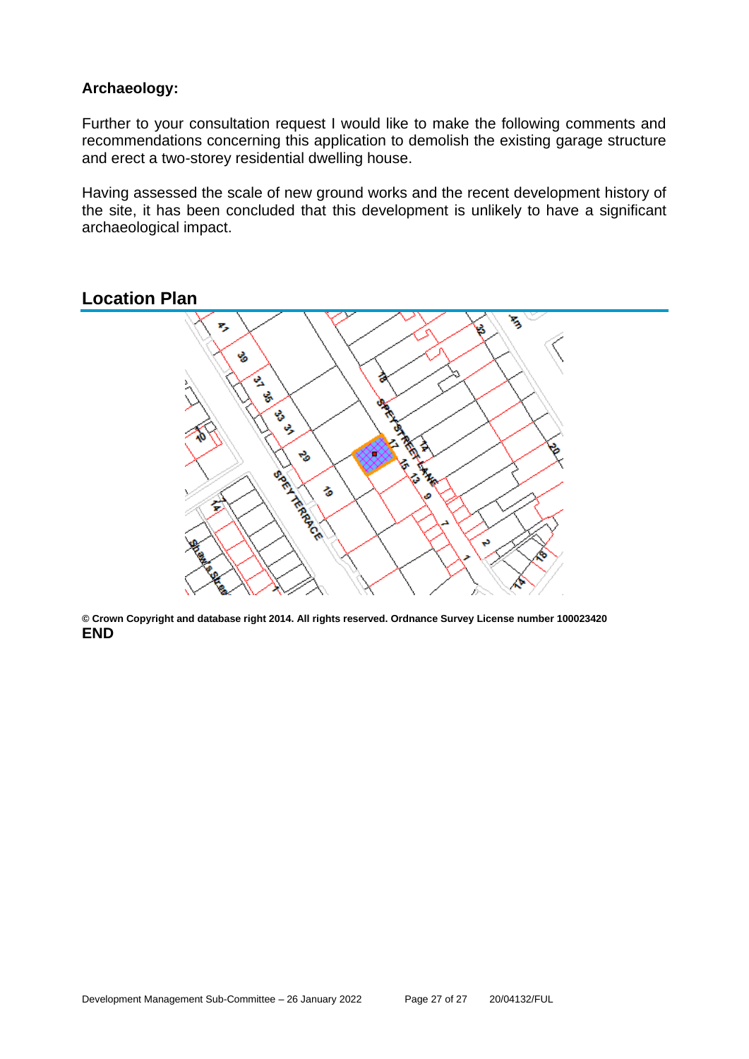**Archaeology:**

Further to your consultation request I would like to make the following comments and recommendations concerning this application to demolish the existing garage structure and erect a two-storey residential dwelling house.

Having assessed the scale of new ground works and the recent development history of the site, it has been concluded that this development is unlikely to have a significant archaeological impact.

## Location Plan

41
39
37
35
33
31
29
19
12
14
Shaw's Street
SPEY TERRACE
18
SPEY STREET LANE
17
15
13
9
7
1
14
22
4m
20
2
18
14

**© Crown Copyright and database right 2014. All rights reserved. Ordnance Survey License number 100023420**

**END**